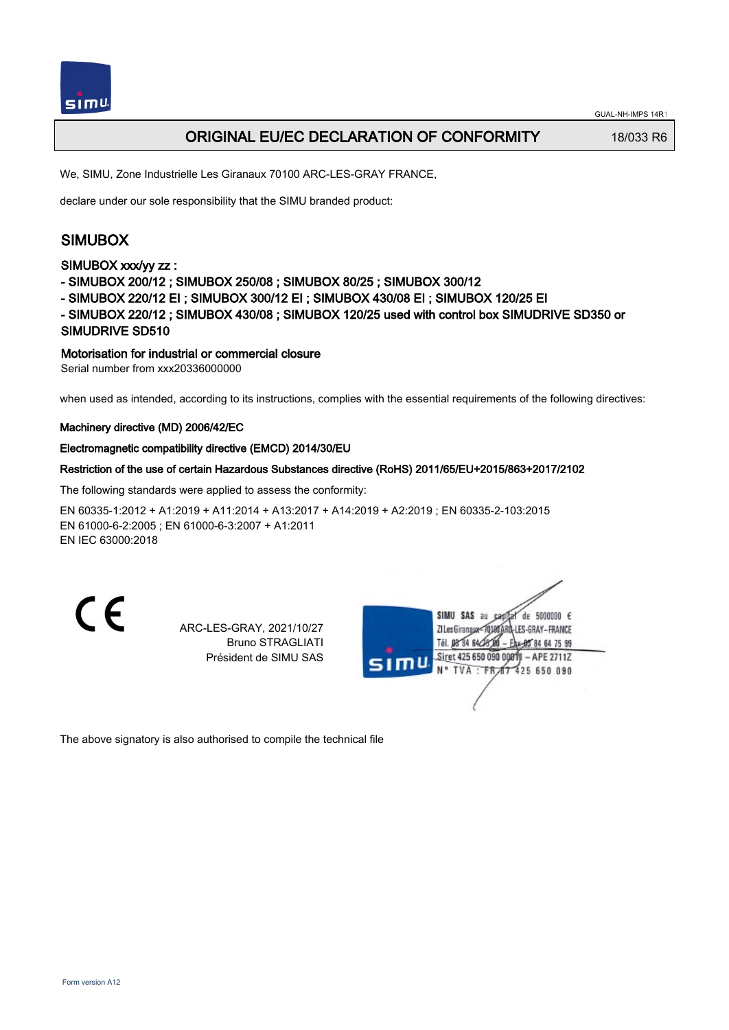# ORIGINAL EU/EC DECLARATION OF CONFORMITY

18/033 R6

We, SIMU, Zone Industrielle Les Giranaux 70100 ARC-LES-GRAY FRANCE,

declare under our sole responsibility that the SIMU branded product:

## SIMUBOX

SIMUBOX xxx/yy zz :

- SIMUBOX 200/12 ; SIMUBOX 250/08 ; SIMUBOX 80/25 ; SIMUBOX 300/12
- SIMUBOX 220/12 EI ; SIMUBOX 300/12 EI ; SIMUBOX 430/08 EI ; SIMUBOX 120/25 EI
- SIMUBOX 220/12 ; SIMUBOX 430/08 ; SIMUBOX 120/25 used with control box SIMUDRIVE SD350 or SIMUDRIVE SD510

**Motorisation for industrial or commercial closure**

Serial number from xxx20336000000

when used as intended, according to its instructions, complies with the essential requirements of the following directives:

**Machinery directive (MD) 2006/42/EC**

**Electromagnetic compatibility directive (EMCD) 2014/30/EU**

**Restriction of the use of certain Hazardous Substances directive (RoHS) 2011/65/EU+2015/863+2017/2102**

The following standards were applied to assess the conformity:

EN 60335-1:2012 + A1:2019 + A11:2014 + A13:2017 + A14:2019 + A2:2019 ; EN 60335-2-103:2015
EN 61000-6-2:2005 ; EN 61000-6-3:2007 + A1:2011
EN IEC 63000:2018

CE

ARC-LES-GRAY, 2021/10/27
Bruno STRAGLIATI
Président de SIMU SAS

SIMU SAS au capital de 5000000 €
ZI Les Giranaux 70100 ARC-LES-GRAY-FRANCE
Tél. 03 84 64 75 00 – Fax 03 84 64 75 99
Siret 425 650 090 00011 – APE 2711Z
N° TVA : FR 87 425 650 090

The above signatory is also authorised to compile the technical file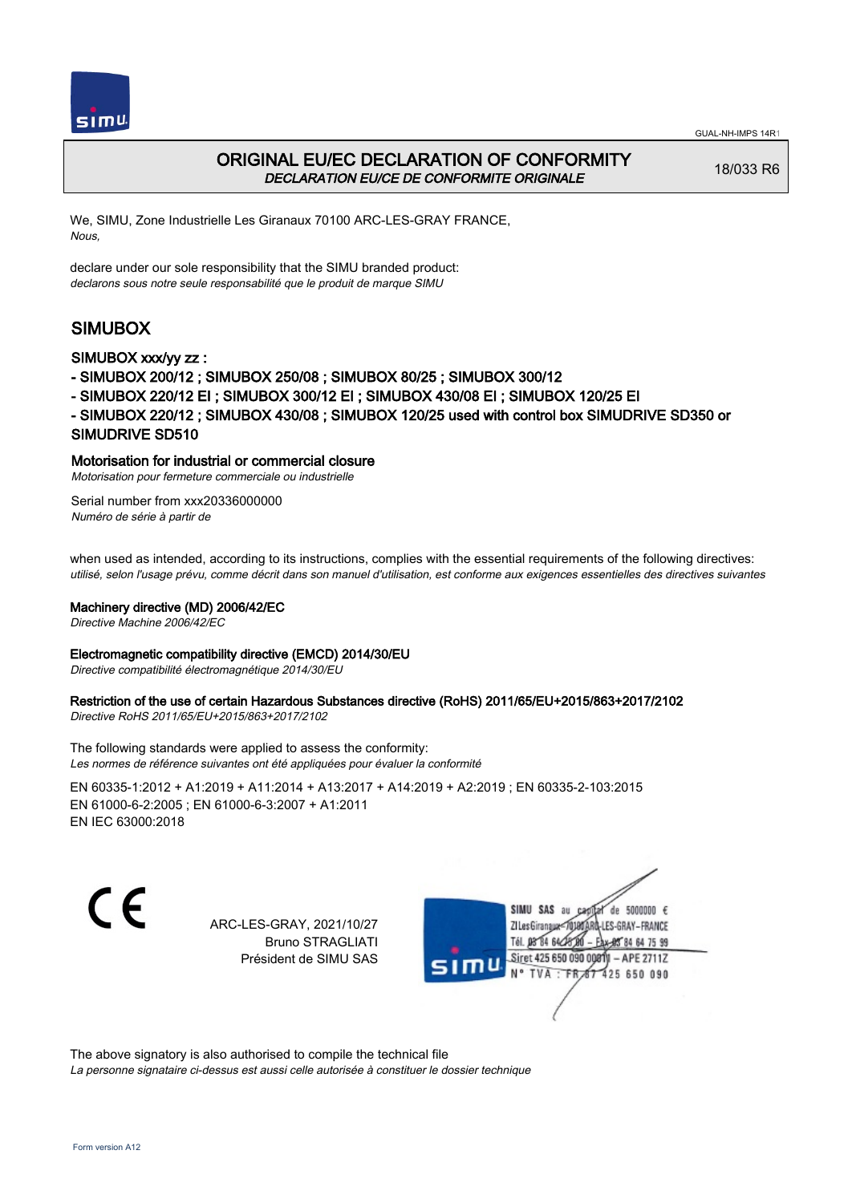# ORIGINAL EU/EC DECLARATION OF CONFORMITY

*DECLARATION EU/CE DE CONFORMITE ORIGINALE*

18/033 R6

We, SIMU, Zone Industrielle Les Giranaux 70100 ARC-LES-GRAY FRANCE,
*Nous,*

declare under our sole responsibility that the SIMU branded product:
*declarons sous notre seule responsabilité que le produit de marque SIMU*

## SIMUBOX

### SIMUBOX xxx/yy zz :

- SIMUBOX 200/12 ; SIMUBOX 250/08 ; SIMUBOX 80/25 ; SIMUBOX 300/12
- SIMUBOX 220/12 EI ; SIMUBOX 300/12 EI ; SIMUBOX 430/08 EI ; SIMUBOX 120/25 EI
- SIMUBOX 220/12 ; SIMUBOX 430/08 ; SIMUBOX 120/25 used with control box SIMUDRIVE SD350 or SIMUDRIVE SD510

### Motorisation for industrial or commercial closure

*Motorisation pour fermeture commerciale ou industrielle*

Serial number from xxx20336000000
*Numéro de série à partir de*

when used as intended, according to its instructions, complies with the essential requirements of the following directives:
*utilisé, selon l'usage prévu, comme décrit dans son manuel d'utilisation, est conforme aux exigences essentielles des directives suivantes*

### Machinery directive (MD) 2006/42/EC

*Directive Machine 2006/42/EC*

### Electromagnetic compatibility directive (EMCD) 2014/30/EU

*Directive compatibilité électromagnétique 2014/30/EU*

### Restriction of the use of certain Hazardous Substances directive (RoHS) 2011/65/EU+2015/863+2017/2102

*Directive RoHS 2011/65/EU+2015/863+2017/2102*

The following standards were applied to assess the conformity:
*Les normes de référence suivantes ont été appliquées pour évaluer la conformité*

EN 60335-1:2012 + A1:2019 + A11:2014 + A13:2017 + A14:2019 + A2:2019 ; EN 60335-2-103:2015
EN 61000-6-2:2005 ; EN 61000-6-3:2007 + A1:2011
EN IEC 63000:2018

CE

ARC-LES-GRAY, 2021/10/27
Bruno STRAGLIATI
Président de SIMU SAS

SIMU SAS au capital de 5000000 €
ZI Les Giranaux 70100 ARC-LES-GRAY-FRANCE
Tél. 03 84 64 75 00 – Fax 03 84 64 75 99
Siret 425 650 090 00011 – APE 2711Z
N° TVA : FR 67 425 650 090

The above signatory is also authorised to compile the technical file
*La personne signataire ci-dessus est aussi celle autorisée à constituer le dossier technique*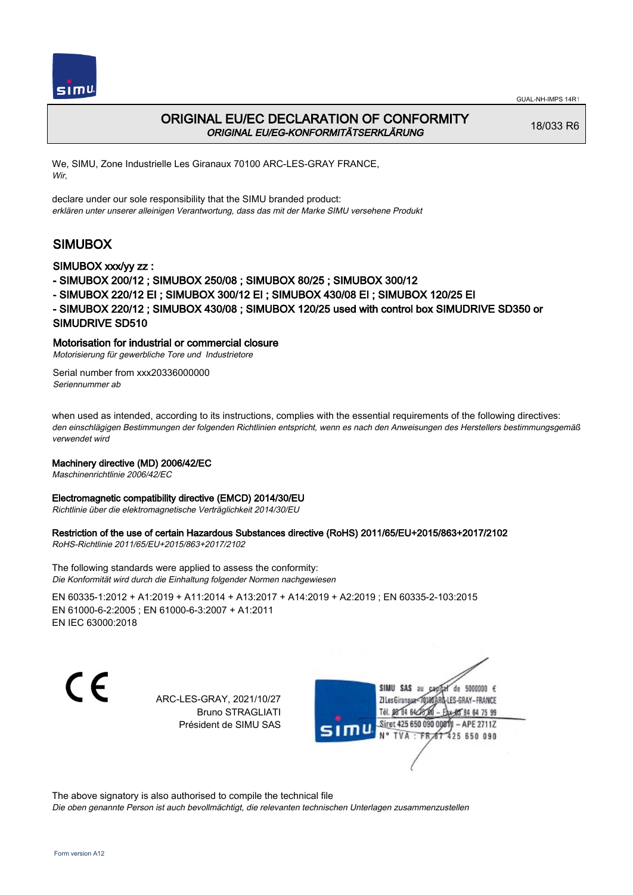GUAL-NH-IMPS 14R1

# ORIGINAL EU/EC DECLARATION OF CONFORMITY
*ORIGINAL EU/EG-KONFORMITÄTSERKLÄRUNG*

18/033 R6

We, SIMU, Zone Industrielle Les Giranaux 70100 ARC-LES-GRAY FRANCE,
*Wir,*

declare under our sole responsibility that the SIMU branded product:
*erklären unter unserer alleinigen Verantwortung, dass das mit der Marke SIMU versehene Produkt*

## SIMUBOX

### SIMUBOX xxx/yy zz :

- SIMUBOX 200/12 ; SIMUBOX 250/08 ; SIMUBOX 80/25 ; SIMUBOX 300/12
- SIMUBOX 220/12 EI ; SIMUBOX 300/12 EI ; SIMUBOX 430/08 EI ; SIMUBOX 120/25 EI
- SIMUBOX 220/12 ; SIMUBOX 430/08 ; SIMUBOX 120/25 used with control box SIMUDRIVE SD350 or SIMUDRIVE SD510

**Motorisation for industrial or commercial closure**
*Motorisierung für gewerbliche Tore und Industrietore*

Serial number from xxx20336000000
*Seriennummer ab*

when used as intended, according to its instructions, complies with the essential requirements of the following directives:
*den einschlägigen Bestimmungen der folgenden Richtlinien entspricht, wenn es nach den Anweisungen des Herstellers bestimmungsgemäß verwendet wird*

**Machinery directive (MD) 2006/42/EC**
*Maschinenrichtlinie 2006/42/EC*

**Electromagnetic compatibility directive (EMCD) 2014/30/EU**
*Richtlinie über die elektromagnetische Verträglichkeit 2014/30/EU*

**Restriction of the use of certain Hazardous Substances directive (RoHS) 2011/65/EU+2015/863+2017/2102**
*RoHS-Richtlinie 2011/65/EU+2015/863+2017/2102*

The following standards were applied to assess the conformity:
*Die Konformität wird durch die Einhaltung folgender Normen nachgewiesen*

EN 60335-1:2012 + A1:2019 + A11:2014 + A13:2017 + A14:2019 + A2:2019 ; EN 60335-2-103:2015
EN 61000-6-2:2005 ; EN 61000-6-3:2007 + A1:2011
EN IEC 63000:2018

CE

ARC-LES-GRAY, 2021/10/27
Bruno STRAGLIATI
Président de SIMU SAS

SIMU SAS au capital de 5000000 €
ZI Les Giranaux - 70100 ARC-LES-GRAY - FRANCE
Tél. 03 84 64 75 00 - Fax 03 84 64 75 99
Siret 425 650 090 00811 - APE 2711Z
N° TVA : FR 87 425 650 090

The above signatory is also authorised to compile the technical file
*Die oben genannte Person ist auch bevollmächtigt, die relevanten technischen Unterlagen zusammenzustellen*

Form version A12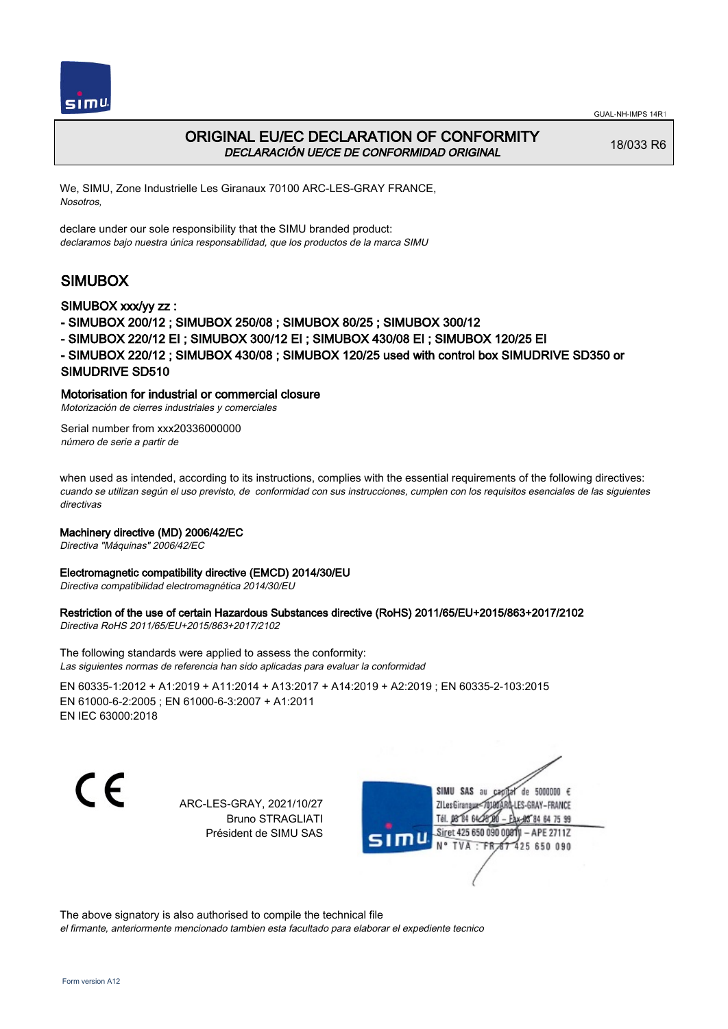# ORIGINAL EU/EC DECLARATION OF CONFORMITY

*DECLARACIÓN UE/CE DE CONFORMIDAD ORIGINAL*

18/033 R6

We, SIMU, Zone Industrielle Les Giranaux 70100 ARC-LES-GRAY FRANCE,
*Nosotros,*

declare under our sole responsibility that the SIMU branded product:
*declaramos bajo nuestra única responsabilidad, que los productos de la marca SIMU*

## SIMUBOX

SIMUBOX xxx/yy zz :

- SIMUBOX 200/12 ; SIMUBOX 250/08 ; SIMUBOX 80/25 ; SIMUBOX 300/12
- SIMUBOX 220/12 EI ; SIMUBOX 300/12 EI ; SIMUBOX 430/08 EI ; SIMUBOX 120/25 EI
- SIMUBOX 220/12 ; SIMUBOX 430/08 ; SIMUBOX 120/25 used with control box SIMUDRIVE SD350 or SIMUDRIVE SD510

Motorisation for industrial or commercial closure
*Motorización de cierres industriales y comerciales*

Serial number from xxx20336000000
*número de serie a partir de*

when used as intended, according to its instructions, complies with the essential requirements of the following directives:
*cuando se utilizan según el uso previsto, de conformidad con sus instrucciones, cumplen con los requisitos esenciales de las siguientes directivas*

Machinery directive (MD) 2006/42/EC
*Directiva "Máquinas" 2006/42/EC*

Electromagnetic compatibility directive (EMCD) 2014/30/EU
*Directiva compatibilidad electromagnética 2014/30/EU*

Restriction of the use of certain Hazardous Substances directive (RoHS) 2011/65/EU+2015/863+2017/2102
*Directiva RoHS 2011/65/EU+2015/863+2017/2102*

The following standards were applied to assess the conformity:
*Las siguientes normas de referencia han sido aplicadas para evaluar la conformidad*

EN 60335-1:2012 + A1:2019 + A11:2014 + A13:2017 + A14:2019 + A2:2019 ; EN 60335-2-103:2015
EN 61000-6-2:2005 ; EN 61000-6-3:2007 + A1:2011
EN IEC 63000:2018

CE

ARC-LES-GRAY, 2021/10/27
Bruno STRAGLIATI
Président de SIMU SAS

SIMU SAS au capital de 5000000 €
ZI Les Giranaux 70100 ARC-LES-GRAY-FRANCE
Tél. 03 84 64 75 00 – Fax 03 84 64 75 99
Siret 425 650 090 00011 – APE 2711Z
N° TVA : FR 87 425 650 090

The above signatory is also authorised to compile the technical file
*el firmante, anteriormente mencionado tambien esta facultado para elaborar el expediente tecnico*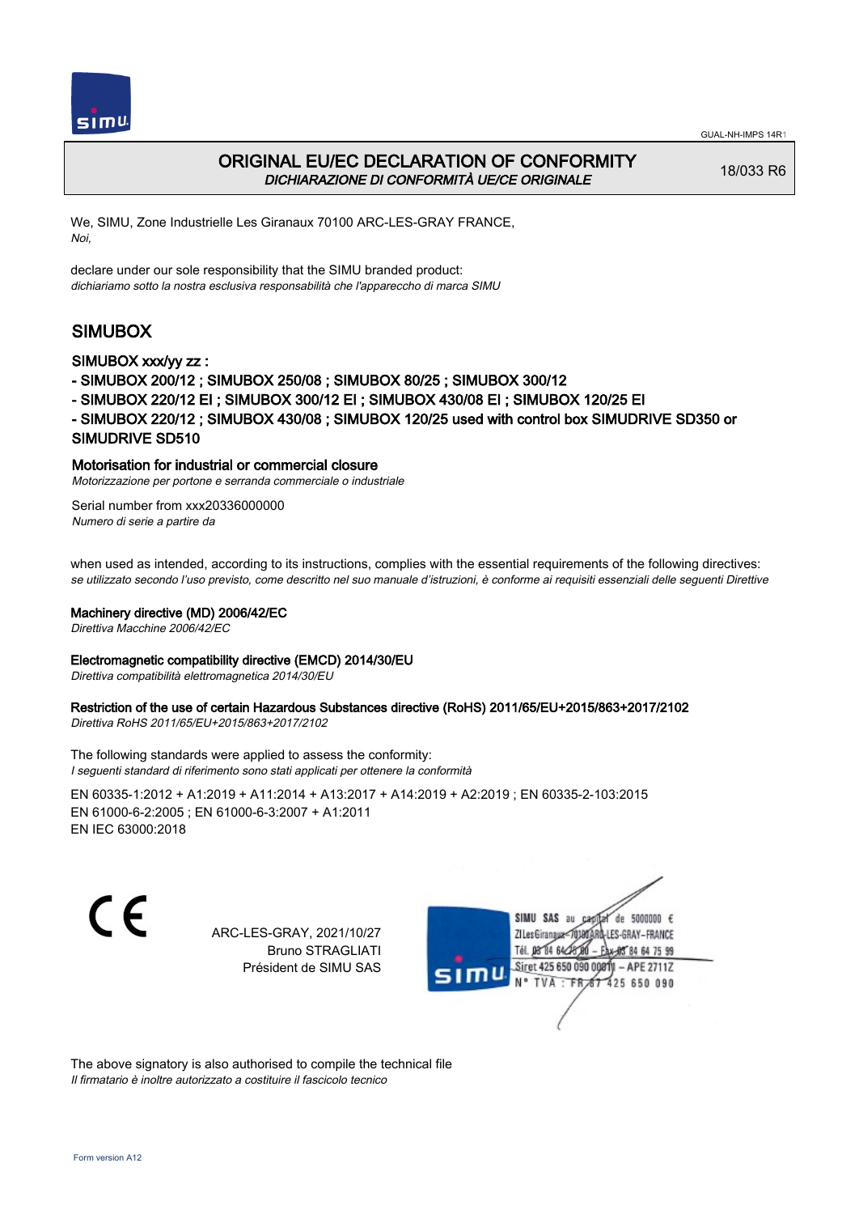GUAL-NH-IMPS 14R1

# ORIGINAL EU/EC DECLARATION OF CONFORMITY
*DICHIARAZIONE DI CONFORMITÀ UE/CE ORIGINALE*

18/033 R6

We, SIMU, Zone Industrielle Les Giranaux 70100 ARC-LES-GRAY FRANCE,
*Noi,*

declare under our sole responsibility that the SIMU branded product:
*dichiariamo sotto la nostra esclusiva responsabilità che l'apparecchio di marca SIMU*

## SIMUBOX

SIMUBOX xxx/yy zz :
- SIMUBOX 200/12 ; SIMUBOX 250/08 ; SIMUBOX 80/25 ; SIMUBOX 300/12
- SIMUBOX 220/12 EI ; SIMUBOX 300/12 EI ; SIMUBOX 430/08 EI ; SIMUBOX 120/25 EI
- SIMUBOX 220/12 ; SIMUBOX 430/08 ; SIMUBOX 120/25 used with control box SIMUDRIVE SD350 or SIMUDRIVE SD510

Motorisation for industrial or commercial closure
*Motorizzazione per portone e serranda commerciale o industriale*

Serial number from xxx20336000000
*Numero di serie a partire da*

when used as intended, according to its instructions, complies with the essential requirements of the following directives:
*se utilizzato secondo l'uso previsto, come descritto nel suo manuale d'istruzioni, è conforme ai requisiti essenziali delle seguenti Direttive*

Machinery directive (MD) 2006/42/EC
*Direttiva Macchine 2006/42/EC*

Electromagnetic compatibility directive (EMCD) 2014/30/EU
*Direttiva compatibilità elettromagnetica 2014/30/EU*

Restriction of the use of certain Hazardous Substances directive (RoHS) 2011/65/EU+2015/863+2017/2102
*Direttiva RoHS 2011/65/EU+2015/863+2017/2102*

The following standards were applied to assess the conformity:
*I seguenti standard di riferimento sono stati applicati per ottenere la conformità*

EN 60335-1:2012 + A1:2019 + A11:2014 + A13:2017 + A14:2019 + A2:2019 ; EN 60335-2-103:2015
EN 61000-6-2:2005 ; EN 61000-6-3:2007 + A1:2011
EN IEC 63000:2018

CE

ARC-LES-GRAY, 2021/10/27
Bruno STRAGLIATI
Président de SIMU SAS

SIMU SAS au capital de 5000000 €
ZI Les Giranaux 70100 ARC-LES-GRAY-FRANCE
Tél. 03 84 64 75 00 – Fax 03 84 64 75 99
Siret 425 650 090 00011 – APE 2711Z
N° TVA : FR67 425 650 090

The above signatory is also authorised to compile the technical file
*Il firmatario è inoltre autorizzato a costituire il fascicolo tecnico*

Form version A12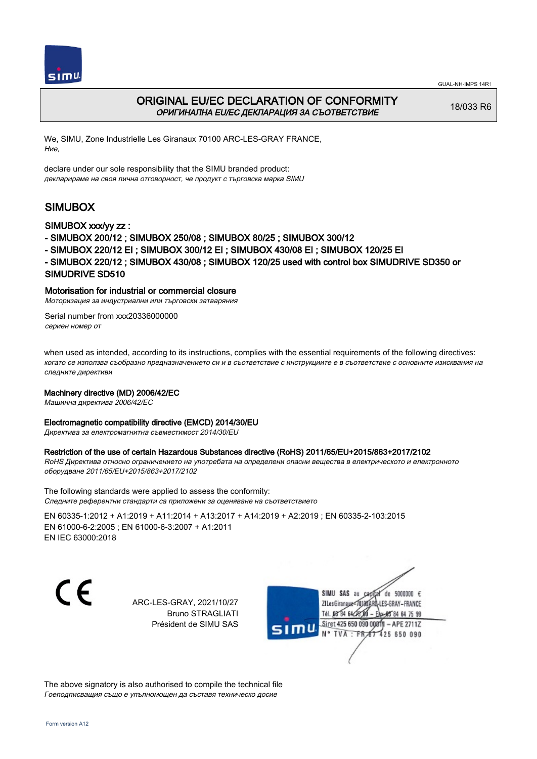GUAL-NH-IMPS 14R1

# ORIGINAL EU/EC DECLARATION OF CONFORMITY
*ОРИГИНАЛНА EU/EC ДЕКЛАРАЦИЯ ЗА СЪОТВЕТСТВИЕ*

18/033 R6

We, SIMU, Zone Industrielle Les Giranaux 70100 ARC-LES-GRAY FRANCE,
*Ние,*

declare under our sole responsibility that the SIMU branded product:
*декларираме на своя лична отговорност, че продукт с търговска марка SIMU*

## SIMUBOX

### SIMUBOX xxx/yy zz :

- SIMUBOX 200/12 ; SIMUBOX 250/08 ; SIMUBOX 80/25 ; SIMUBOX 300/12
- SIMUBOX 220/12 EI ; SIMUBOX 300/12 EI ; SIMUBOX 430/08 EI ; SIMUBOX 120/25 EI
- SIMUBOX 220/12 ; SIMUBOX 430/08 ; SIMUBOX 120/25 used with control box SIMUDRIVE SD350 or SIMUDRIVE SD510

### Motorisation for industrial or commercial closure
*Моторизация за индустриални или търговски затваряния*

Serial number from xxx20336000000
*сериен номер от*

when used as intended, according to its instructions, complies with the essential requirements of the following directives:
*когато се използва съобразно предназначението си и в съответствие с инструкциите е в съответствие с основните изисквания на следните директиви*

**Machinery directive (MD) 2006/42/EC**
*Машинна директива 2006/42/EC*

**Electromagnetic compatibility directive (EMCD) 2014/30/EU**
*Директива за електромагнитна съвместимост 2014/30/EU*

**Restriction of the use of certain Hazardous Substances directive (RoHS) 2011/65/EU+2015/863+2017/2102**
*RoHS Директива относно ограничението на употребата на определени опасни вещества в електрическото и електронното оборудване 2011/65/EU+2015/863+2017/2102*

The following standards were applied to assess the conformity:
*Следните референтни стандарти са приложени за оценяване на съответствието*

EN 60335-1:2012 + A1:2019 + A11:2014 + A13:2017 + A14:2019 + A2:2019 ; EN 60335-2-103:2015
EN 61000-6-2:2005 ; EN 61000-6-3:2007 + A1:2011
EN IEC 63000:2018

ARC-LES-GRAY, 2021/10/27
Bruno STRAGLIATI
Président de SIMU SAS

SIMU SAS au capital de 5000000 €
ZI Les Giranaux 70100 ARC-LES-GRAY-FRANCE
Tél. 03 84 64 75 00 – Fax 03 84 64 75 99
Siret 425 650 090 00011 – APE 2711Z
N° TVA : FR 67 425 650 090

The above signatory is also authorised to compile the technical file
*Гоеподписващия също е упълномощен да съставя техническо досие*

Form version A12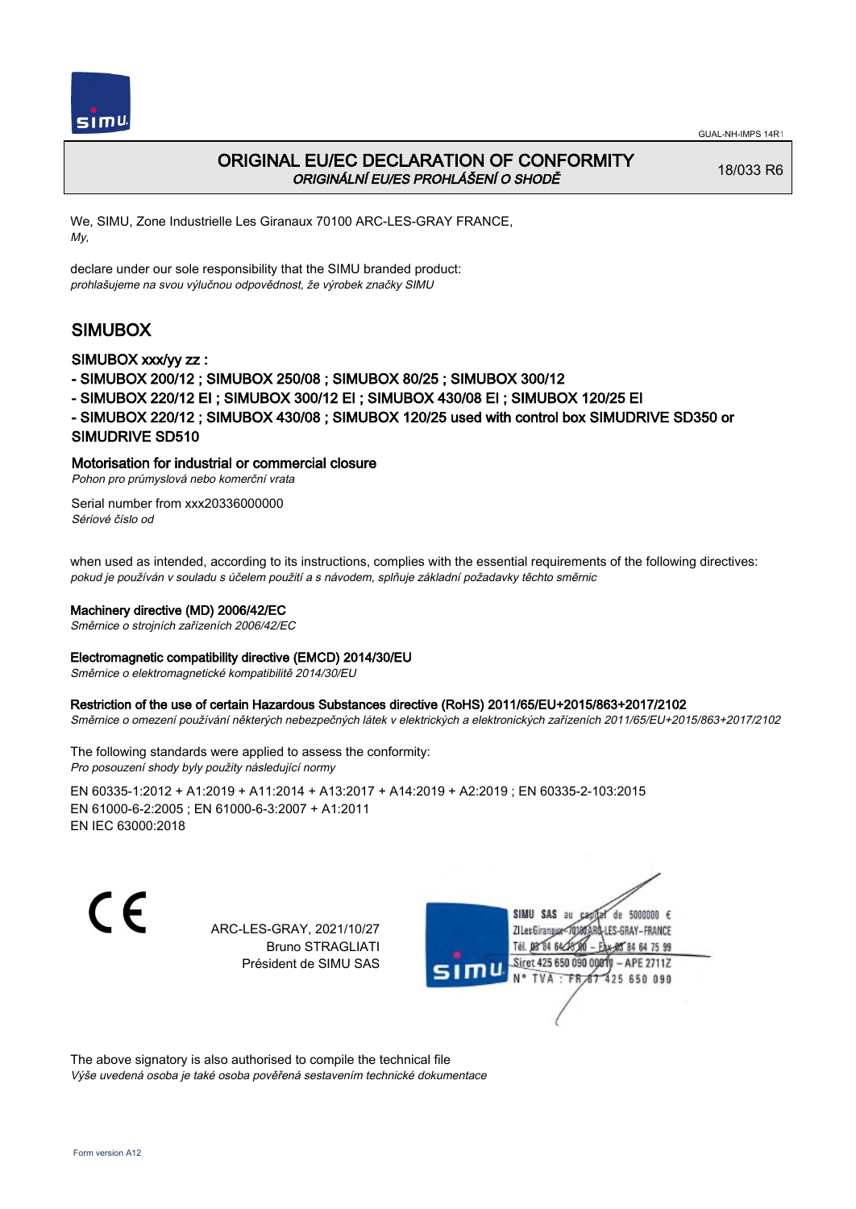# ORIGINAL EU/EC DECLARATION OF CONFORMITY

*ORIGINÁLNÍ EU/ES PROHLÁŠENÍ O SHODĚ*

18/033 R6

We, SIMU, Zone Industrielle Les Giranaux 70100 ARC-LES-GRAY FRANCE,
*My,*

declare under our sole responsibility that the SIMU branded product:
*prohlašujeme na svou výlučnou odpovědnost, že výrobek značky SIMU*

## SIMUBOX

### SIMUBOX xxx/yy zz :

- SIMUBOX 200/12 ; SIMUBOX 250/08 ; SIMUBOX 80/25 ; SIMUBOX 300/12
- SIMUBOX 220/12 EI ; SIMUBOX 300/12 EI ; SIMUBOX 430/08 EI ; SIMUBOX 120/25 EI
- SIMUBOX 220/12 ; SIMUBOX 430/08 ; SIMUBOX 120/25 used with control box SIMUDRIVE SD350 or SIMUDRIVE SD510

### Motorisation for industrial or commercial closure

*Pohon pro průmyslová nebo komerční vrata*

Serial number from xxx20336000000
*Sériové číslo od*

when used as intended, according to its instructions, complies with the essential requirements of the following directives:
*pokud je používán v souladu s účelem použití a s návodem, splňuje základní požadavky těchto směrnic*

### Machinery directive (MD) 2006/42/EC

*Směrnice o strojních zařízeních 2006/42/EC*

### Electromagnetic compatibility directive (EMCD) 2014/30/EU

*Směrnice o elektromagnetické kompatibilitě 2014/30/EU*

### Restriction of the use of certain Hazardous Substances directive (RoHS) 2011/65/EU+2015/863+2017/2102

*Směrnice o omezení používání některých nebezpečných látek v elektrických a elektronických zařízeních 2011/65/EU+2015/863+2017/2102*

The following standards were applied to assess the conformity:
*Pro posouzení shody byly použity následující normy*

EN 60335-1:2012 + A1:2019 + A11:2014 + A13:2017 + A14:2019 + A2:2019 ; EN 60335-2-103:2015
EN 61000-6-2:2005 ; EN 61000-6-3:2007 + A1:2011
EN IEC 63000:2018

CE

ARC-LES-GRAY, 2021/10/27
Bruno STRAGLIATI
Président de SIMU SAS

SIMU SAS au capital de 5000000 €
ZI Les Giranaux 70100 ARC-LES-GRAY – FRANCE
Tél. 03 84 64 75 00 – Fax 03 84 64 75 99
Siret 425 650 090 00011 – APE 2711Z
N° TVA : FR 67 425 650 090

The above signatory is also authorised to compile the technical file
*Výše uvedená osoba je také osoba pověřená sestavením technické dokumentace*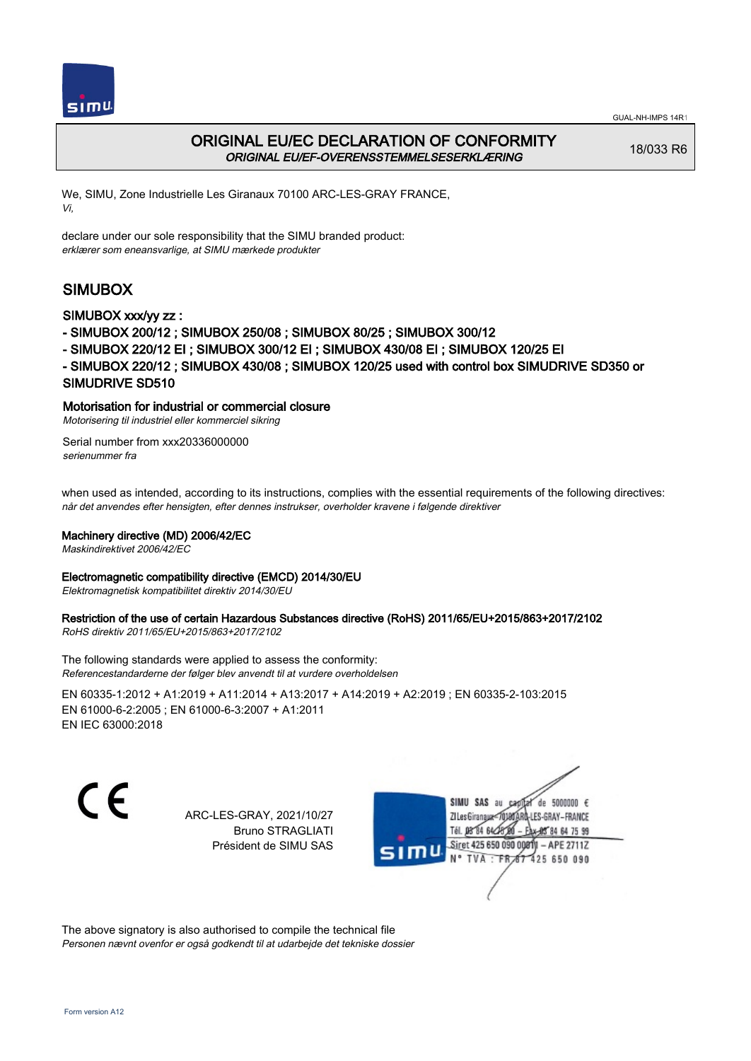# ORIGINAL EU/EC DECLARATION OF CONFORMITY
## *ORIGINAL EU/EF-OVERENSSTEMMELSESERKLÆRING*

18/033 R6

We, SIMU, Zone Industrielle Les Giranaux 70100 ARC-LES-GRAY FRANCE,
*Vi,*

declare under our sole responsibility that the SIMU branded product:
*erklærer som eneansvarlige, at SIMU mærkede produkter*

## SIMUBOX

### SIMUBOX xxx/yy zz :

- SIMUBOX 200/12 ; SIMUBOX 250/08 ; SIMUBOX 80/25 ; SIMUBOX 300/12
- SIMUBOX 220/12 EI ; SIMUBOX 300/12 EI ; SIMUBOX 430/08 EI ; SIMUBOX 120/25 EI
- SIMUBOX 220/12 ; SIMUBOX 430/08 ; SIMUBOX 120/25 used with control box SIMUDRIVE SD350 or SIMUDRIVE SD510

### Motorisation for industrial or commercial closure
*Motorisering til industriel eller kommerciel sikring*

Serial number from xxx20336000000
*serienummer fra*

when used as intended, according to its instructions, complies with the essential requirements of the following directives:
*når det anvendes efter hensigten, efter dennes instrukser, overholder kravene i følgende direktiver*

**Machinery directive (MD) 2006/42/EC**
*Maskindirektivet 2006/42/EC*

**Electromagnetic compatibility directive (EMCD) 2014/30/EU**
*Elektromagnetisk kompatibilitet direktiv 2014/30/EU*

**Restriction of the use of certain Hazardous Substances directive (RoHS) 2011/65/EU+2015/863+2017/2102**
*RoHS direktiv 2011/65/EU+2015/863+2017/2102*

The following standards were applied to assess the conformity:
*Referencestandarderne der følger blev anvendt til at vurdere overholdelsen*

EN 60335-1:2012 + A1:2019 + A11:2014 + A13:2017 + A14:2019 + A2:2019 ; EN 60335-2-103:2015
EN 61000-6-2:2005 ; EN 61000-6-3:2007 + A1:2011
EN IEC 63000:2018

CE

ARC-LES-GRAY, 2021/10/27
Bruno STRAGLIATI
Président de SIMU SAS

SIMU SAS au capital de 5000000 €
ZI Les Giranaux 70100 ARC-LES-GRAY-FRANCE
Tél. 03 84 64 75 00 – Fax 03 84 64 75 99
Siret 425 650 090 00011 – APE 2711Z
N° TVA : FR 67 425 650 090

The above signatory is also authorised to compile the technical file
*Personen nævnt ovenfor er også godkendt til at udarbejde det tekniske dossier*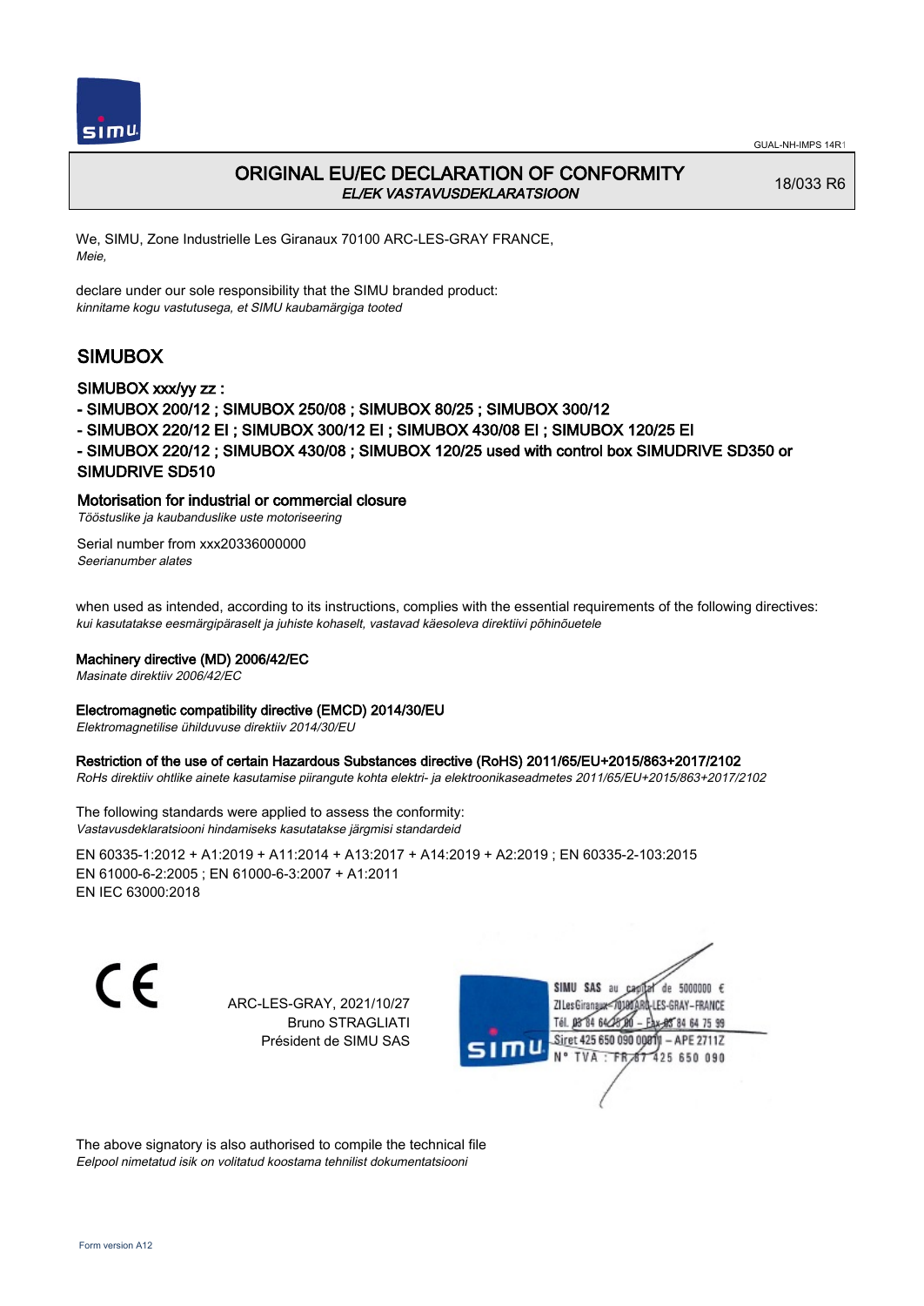GUAL-NH-IMPS 14R1

# ORIGINAL EU/EC DECLARATION OF CONFORMITY

*EL/EK VASTAVUSDEKLARATSIOON*

18/033 R6

We, SIMU, Zone Industrielle Les Giranaux 70100 ARC-LES-GRAY FRANCE,
*Meie,*

declare under our sole responsibility that the SIMU branded product:
*kinnitame kogu vastutusega, et SIMU kaubamärgiga tooted*

## SIMUBOX

SIMUBOX xxx/yy zz :

- SIMUBOX 200/12 ; SIMUBOX 250/08 ; SIMUBOX 80/25 ; SIMUBOX 300/12
- SIMUBOX 220/12 EI ; SIMUBOX 300/12 EI ; SIMUBOX 430/08 EI ; SIMUBOX 120/25 EI
- SIMUBOX 220/12 ; SIMUBOX 430/08 ; SIMUBOX 120/25 used with control box SIMUDRIVE SD350 or SIMUDRIVE SD510

**Motorisation for industrial or commercial closure**
*Tööstuslike ja kaubanduslike uste motoriseering*

Serial number from xxx20336000000
*Seerianumber alates*

when used as intended, according to its instructions, complies with the essential requirements of the following directives:
*kui kasutatakse eesmärgipäraselt ja juhiste kohaselt, vastavad käesoleva direktiivi põhinõuetele*

**Machinery directive (MD) 2006/42/EC**
*Masinate direktiiv 2006/42/EC*

**Electromagnetic compatibility directive (EMCD) 2014/30/EU**
*Elektromagnetilise ühilduvuse direktiiv 2014/30/EU*

**Restriction of the use of certain Hazardous Substances directive (RoHS) 2011/65/EU+2015/863+2017/2102**
*RoHs direktiiv ohtlike ainete kasutamise piirangute kohta elektri- ja elektroonikaseadmetes 2011/65/EU+2015/863+2017/2102*

The following standards were applied to assess the conformity:
*Vastavusdeklaratsiooni hindamiseks kasutatakse järgmisi standardeid*

EN 60335-1:2012 + A1:2019 + A11:2014 + A13:2017 + A14:2019 + A2:2019 ; EN 60335-2-103:2015
EN 61000-6-2:2005 ; EN 61000-6-3:2007 + A1:2011
EN IEC 63000:2018

CE

ARC-LES-GRAY, 2021/10/27
Bruno STRAGLIATI
Président de SIMU SAS

SIMU SAS au capital de 5000000 €
ZI Les Giranaux 70100 ARC-LES-GRAY-FRANCE
Tél. 03 84 64 75 00 – Fax 03 84 64 75 99
Siret 425 650 090 00011 – APE 2711Z
N° TVA : FR 67 425 650 090

The above signatory is also authorised to compile the technical file
*Eelpool nimetatud isik on volitatud koostama tehnilist dokumentatsiooni*

Form version A12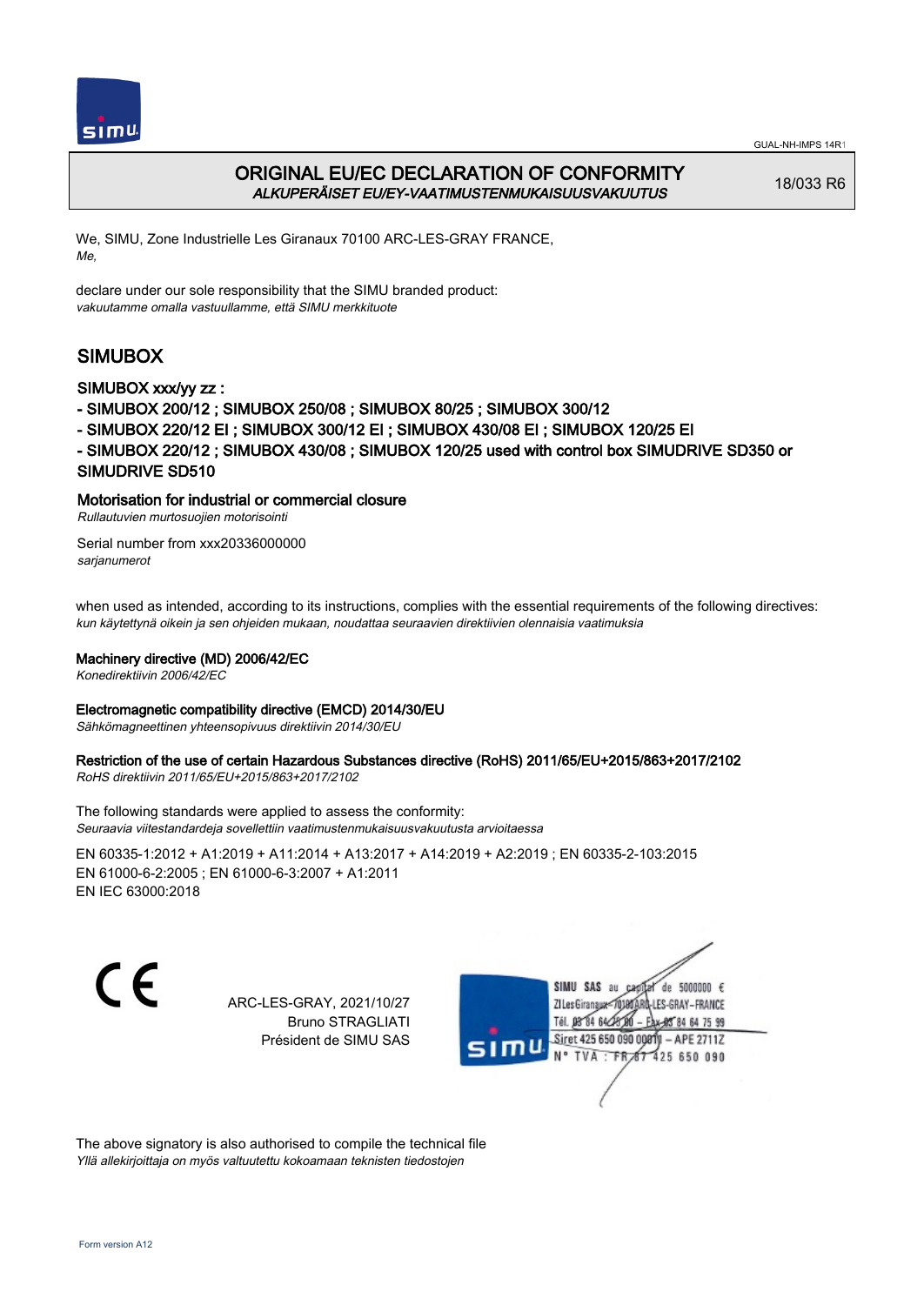# ORIGINAL EU/EC DECLARATION OF CONFORMITY
*ALKUPERÄISET EU/EY-VAATIMUSTENMUKAISUUSVAKUUTUS*

18/033 R6

We, SIMU, Zone Industrielle Les Giranaux 70100 ARC-LES-GRAY FRANCE,
*Me,*

declare under our sole responsibility that the SIMU branded product:
*vakuutamme omalla vastuullamme, että SIMU merkkituote*

## SIMUBOX

### SIMUBOX xxx/yy zz :

- SIMUBOX 200/12 ; SIMUBOX 250/08 ; SIMUBOX 80/25 ; SIMUBOX 300/12
- SIMUBOX 220/12 EI ; SIMUBOX 300/12 EI ; SIMUBOX 430/08 EI ; SIMUBOX 120/25 EI
- SIMUBOX 220/12 ; SIMUBOX 430/08 ; SIMUBOX 120/25 used with control box SIMUDRIVE SD350 or SIMUDRIVE SD510

### Motorisation for industrial or commercial closure
*Rullautuvien murtosuojien motorisointi*

Serial number from xxx20336000000
*sarjanumerot*

when used as intended, according to its instructions, complies with the essential requirements of the following directives:
*kun käytettynä oikein ja sen ohjeiden mukaan, noudattaa seuraavien direktiivien olennaisia vaatimuksia*

**Machinery directive (MD) 2006/42/EC**
*Konedirektiivin 2006/42/EC*

**Electromagnetic compatibility directive (EMCD) 2014/30/EU**
*Sähkömagneettinen yhteensopivuus direktiivin 2014/30/EU*

**Restriction of the use of certain Hazardous Substances directive (RoHS) 2011/65/EU+2015/863+2017/2102**
*RoHS direktiivin 2011/65/EU+2015/863+2017/2102*

The following standards were applied to assess the conformity:
*Seuraavia viitestandardeja sovellettiin vaatimustenmukaisuusvakuutusta arvioitaessa*

EN 60335-1:2012 + A1:2019 + A11:2014 + A13:2017 + A14:2019 + A2:2019 ; EN 60335-2-103:2015
EN 61000-6-2:2005 ; EN 61000-6-3:2007 + A1:2011
EN IEC 63000:2018

CE

ARC-LES-GRAY, 2021/10/27
Bruno STRAGLIATI
Président de SIMU SAS

SIMU SAS au capital de 5000000 €
ZI Les Giranaux 70100 ARC-LES-GRAY-FRANCE
Tél. 03 84 64 75 00 – Fax 03 84 64 75 99
Siret 425 650 090 00011 – APE 2711Z
N° TVA : FR 87 425 650 090

The above signatory is also authorised to compile the technical file
*Yllä allekirjoittaja on myös valtuutettu kokoamaan teknisten tiedostojen*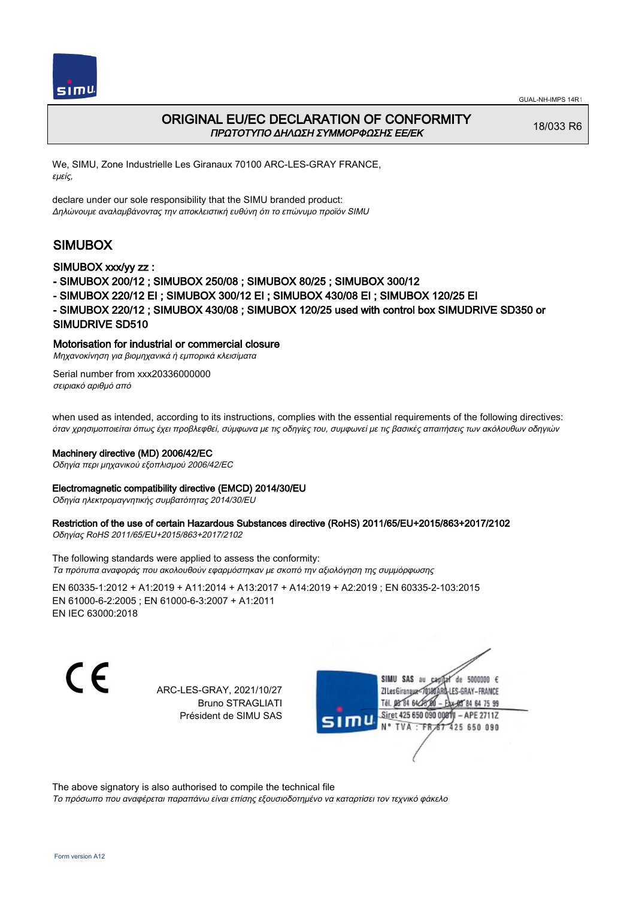# ORIGINAL EU/EC DECLARATION OF CONFORMITY
*ΠΡΩΤΟΤΥΠΟ ΔΗΛΩΣΗ ΣΥΜΜΟΡΦΩΣΗΣ ΕΕ/ΕΚ*

18/033 R6

We, SIMU, Zone Industrielle Les Giranaux 70100 ARC-LES-GRAY FRANCE,
*εμείς,*

declare under our sole responsibility that the SIMU branded product:
*Δηλώνουμε αναλαμβάνοντας την αποκλειστική ευθύνη ότι το επώνυμο προϊόν SIMU*

## SIMUBOX

### SIMUBOX xxx/yy zz :

- SIMUBOX 200/12 ; SIMUBOX 250/08 ; SIMUBOX 80/25 ; SIMUBOX 300/12
- SIMUBOX 220/12 EI ; SIMUBOX 300/12 EI ; SIMUBOX 430/08 EI ; SIMUBOX 120/25 EI
- SIMUBOX 220/12 ; SIMUBOX 430/08 ; SIMUBOX 120/25 used with control box SIMUDRIVE SD350 or SIMUDRIVE SD510

### Motorisation for industrial or commercial closure
*Μηχανοκίνηση για βιομηχανικά ή εμπορικά κλεισίματα*

Serial number from xxx20336000000
*σειριακό αριθμό από*

when used as intended, according to its instructions, complies with the essential requirements of the following directives:
*όταν χρησιμοποιείται όπως έχει προβλεφθεί, σύμφωνα με τις οδηγίες του, συμφωνεί με τις βασικές απαιτήσεις των ακόλουθων οδηγιών*

**Machinery directive (MD) 2006/42/EC**
*Οδηγία περι μηχανικού εξοπλισμού 2006/42/EC*

**Electromagnetic compatibility directive (EMCD) 2014/30/EU**
*Οδηγία ηλεκτρομαγνητικής συμβατότητας 2014/30/EU*

**Restriction of the use of certain Hazardous Substances directive (RoHS) 2011/65/EU+2015/863+2017/2102**
*Οδηγίας RoHS 2011/65/EU+2015/863+2017/2102*

The following standards were applied to assess the conformity:
*Τα πρότυπα αναφοράς που ακολουθούν εφαρμόστηκαν με σκοπό την αξιολόγηση της συμμόρφωσης*

EN 60335-1:2012 + A1:2019 + A11:2014 + A13:2017 + A14:2019 + A2:2019 ; EN 60335-2-103:2015
EN 61000-6-2:2005 ; EN 61000-6-3:2007 + A1:2011
EN IEC 63000:2018

CE

ARC-LES-GRAY, 2021/10/27
Bruno STRAGLIATI
Président de SIMU SAS

SIMU SAS au capital de 5000000 €
ZI Les Giranaux 70100 ARC-LES-GRAY–FRANCE
Tél. 03 84 64 75 00 – Fax 03 84 64 75 99
Siret 425 650 090 00011 – APE 2711Z
N° TVA : FR 67 425 650 090

The above signatory is also authorised to compile the technical file
*Το πρόσωπο που αναφέρεται παραπάνω είναι επίσης εξουσιοδοτημένο να καταρτίσει τον τεχνικό φάκελο*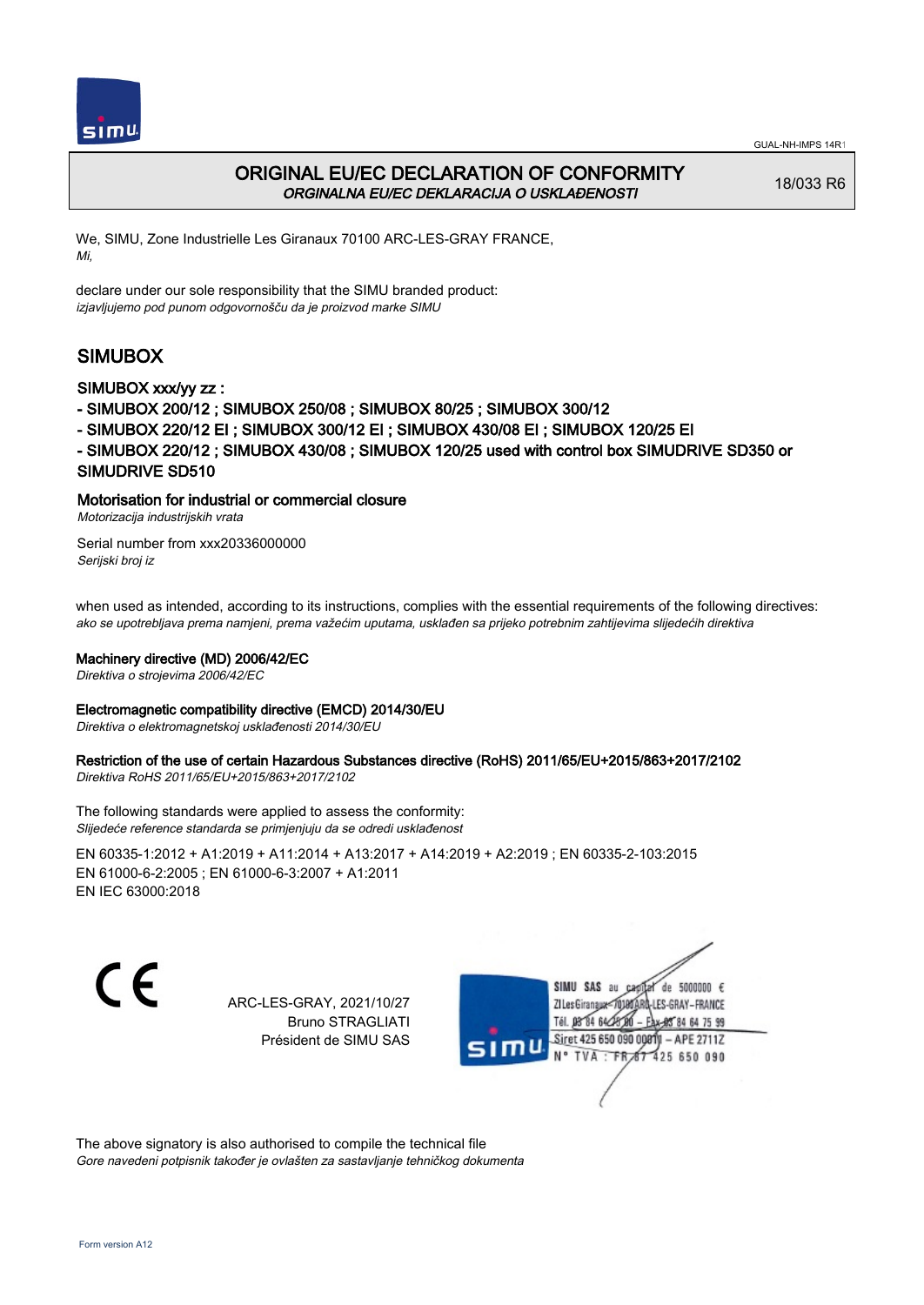# ORIGINAL EU/EC DECLARATION OF CONFORMITY

*ORGINALNA EU/EC DEKLARACIJA O USKLAĐENOSTI*

18/033 R6

We, SIMU, Zone Industrielle Les Giranaux 70100 ARC-LES-GRAY FRANCE,
*Mi,*

declare under our sole responsibility that the SIMU branded product:
*izjavljujemo pod punom odgovornošču da je proizvod marke SIMU*

## SIMUBOX

### SIMUBOX xxx/yy zz :

- SIMUBOX 200/12 ; SIMUBOX 250/08 ; SIMUBOX 80/25 ; SIMUBOX 300/12
- SIMUBOX 220/12 EI ; SIMUBOX 300/12 EI ; SIMUBOX 430/08 EI ; SIMUBOX 120/25 EI
- SIMUBOX 220/12 ; SIMUBOX 430/08 ; SIMUBOX 120/25 used with control box SIMUDRIVE SD350 or SIMUDRIVE SD510

Motorisation for industrial or commercial closure
*Motorizacija industrijskih vrata*

Serial number from xxx20336000000
*Serijski broj iz*

when used as intended, according to its instructions, complies with the essential requirements of the following directives:
*ako se upotrebljava prema namjeni, prema važećim uputama, usklađen sa prijeko potrebnim zahtijevima slijedećih direktiva*

Machinery directive (MD) 2006/42/EC
*Direktiva o strojevima 2006/42/EC*

Electromagnetic compatibility directive (EMCD) 2014/30/EU
*Direktiva o elektromagnetskoj usklađenosti 2014/30/EU*

Restriction of the use of certain Hazardous Substances directive (RoHS) 2011/65/EU+2015/863+2017/2102
*Direktiva RoHS 2011/65/EU+2015/863+2017/2102*

The following standards were applied to assess the conformity:
*Slijedeće reference standarda se primjenjuju da se odredi usklađenost*

EN 60335-1:2012 + A1:2019 + A11:2014 + A13:2017 + A14:2019 + A2:2019 ; EN 60335-2-103:2015
EN 61000-6-2:2005 ; EN 61000-6-3:2007 + A1:2011
EN IEC 63000:2018

CE

ARC-LES-GRAY, 2021/10/27
Bruno STRAGLIATI
Président de SIMU SAS

SIMU SAS au capital de 5000000 €
ZI Les Giranaux 70100 ARC-LES-GRAY-FRANCE
Tél. 03 84 64 75 00 – Fax 03 84 64 75 99
Siret 425 650 090 00011 – APE 2711Z
N° TVA : FR 67 425 650 090

The above signatory is also authorised to compile the technical file
*Gore navedeni potpisnik također je ovlašten za sastavljanje tehničkog dokumenta*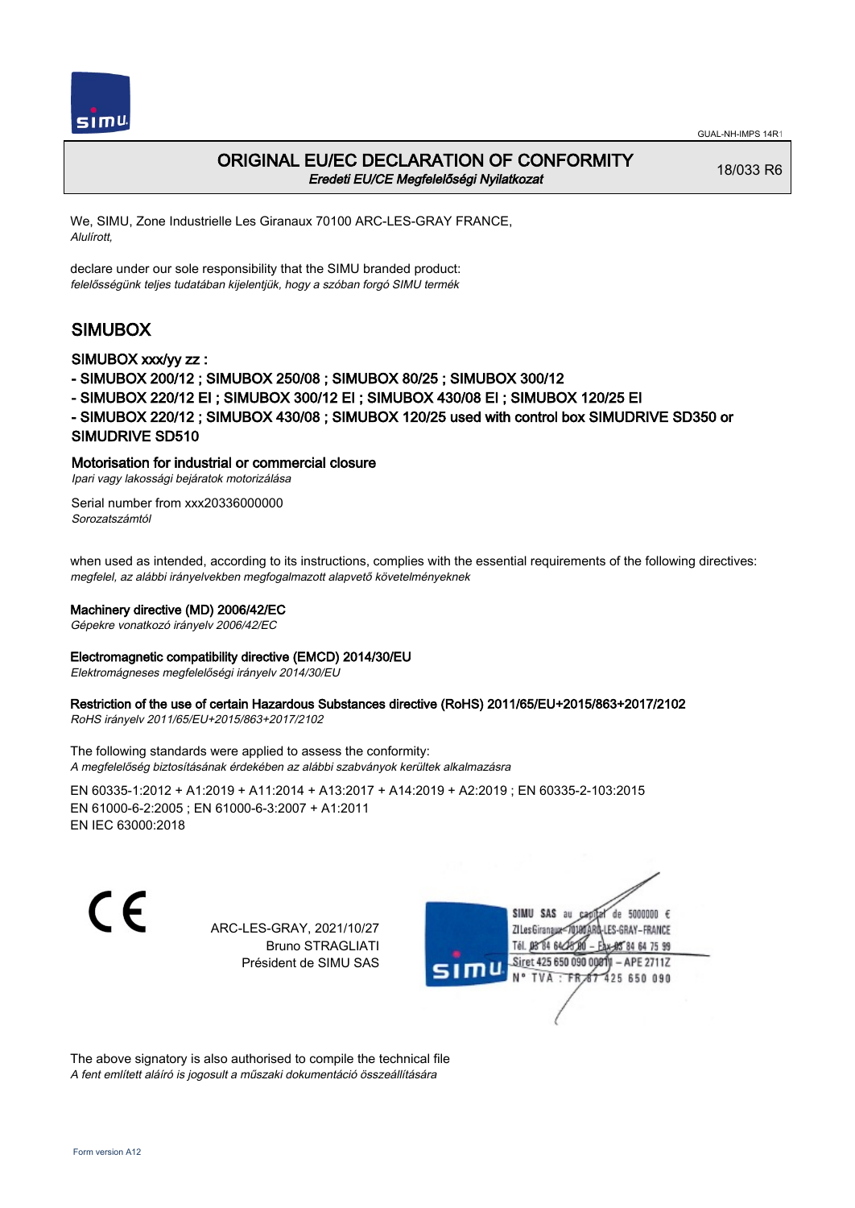GUAL-NH-IMPS 14R1

# ORIGINAL EU/EC DECLARATION OF CONFORMITY

*Eredeti EU/CE Megfelelőségi Nyilatkozat*

18/033 R6

We, SIMU, Zone Industrielle Les Giranaux 70100 ARC-LES-GRAY FRANCE,
*Alulírott,*

declare under our sole responsibility that the SIMU branded product:
*felelősségünk teljes tudatában kijelentjük, hogy a szóban forgó SIMU termék*

## SIMUBOX

### SIMUBOX xxx/yy zz :

- SIMUBOX 200/12 ; SIMUBOX 250/08 ; SIMUBOX 80/25 ; SIMUBOX 300/12
- SIMUBOX 220/12 EI ; SIMUBOX 300/12 EI ; SIMUBOX 430/08 EI ; SIMUBOX 120/25 EI
- SIMUBOX 220/12 ; SIMUBOX 430/08 ; SIMUBOX 120/25 used with control box SIMUDRIVE SD350 or SIMUDRIVE SD510

### Motorisation for industrial or commercial closure

*Ipari vagy lakossági bejáratok motorizálása*

Serial number from xxx20336000000
*Sorozatszámtól*

when used as intended, according to its instructions, complies with the essential requirements of the following directives:
*megfelel, az alábbi irányelvekben megfogalmazott alapvető követelményeknek*

**Machinery directive (MD) 2006/42/EC**
*Gépekre vonatkozó irányelv 2006/42/EC*

**Electromagnetic compatibility directive (EMCD) 2014/30/EU**
*Elektromágneses megfelelőségi irányelv 2014/30/EU*

**Restriction of the use of certain Hazardous Substances directive (RoHS) 2011/65/EU+2015/863+2017/2102**
*RoHS irányelv 2011/65/EU+2015/863+2017/2102*

The following standards were applied to assess the conformity:
*A megfelelőség biztosításának érdekében az alábbi szabványok kerültek alkalmazásra*

EN 60335-1:2012 + A1:2019 + A11:2014 + A13:2017 + A14:2019 + A2:2019 ; EN 60335-2-103:2015
EN 61000-6-2:2005 ; EN 61000-6-3:2007 + A1:2011
EN IEC 63000:2018

CE

ARC-LES-GRAY, 2021/10/27
Bruno STRAGLIATI
Président de SIMU SAS

SIMU SAS au capital de 5000000 €
ZI Les Giranaux 70100 ARC-LES-GRAY-FRANCE
Tél. 03 84 64 75 00 – Fax 03 84 64 75 99
Siret 425 650 090 00811 – APE 2711Z
N° TVA : FR 67 425 650 090

The above signatory is also authorised to compile the technical file
*A fent említett aláíró is jogosult a műszaki dokumentáció összeállítására*

Form version A12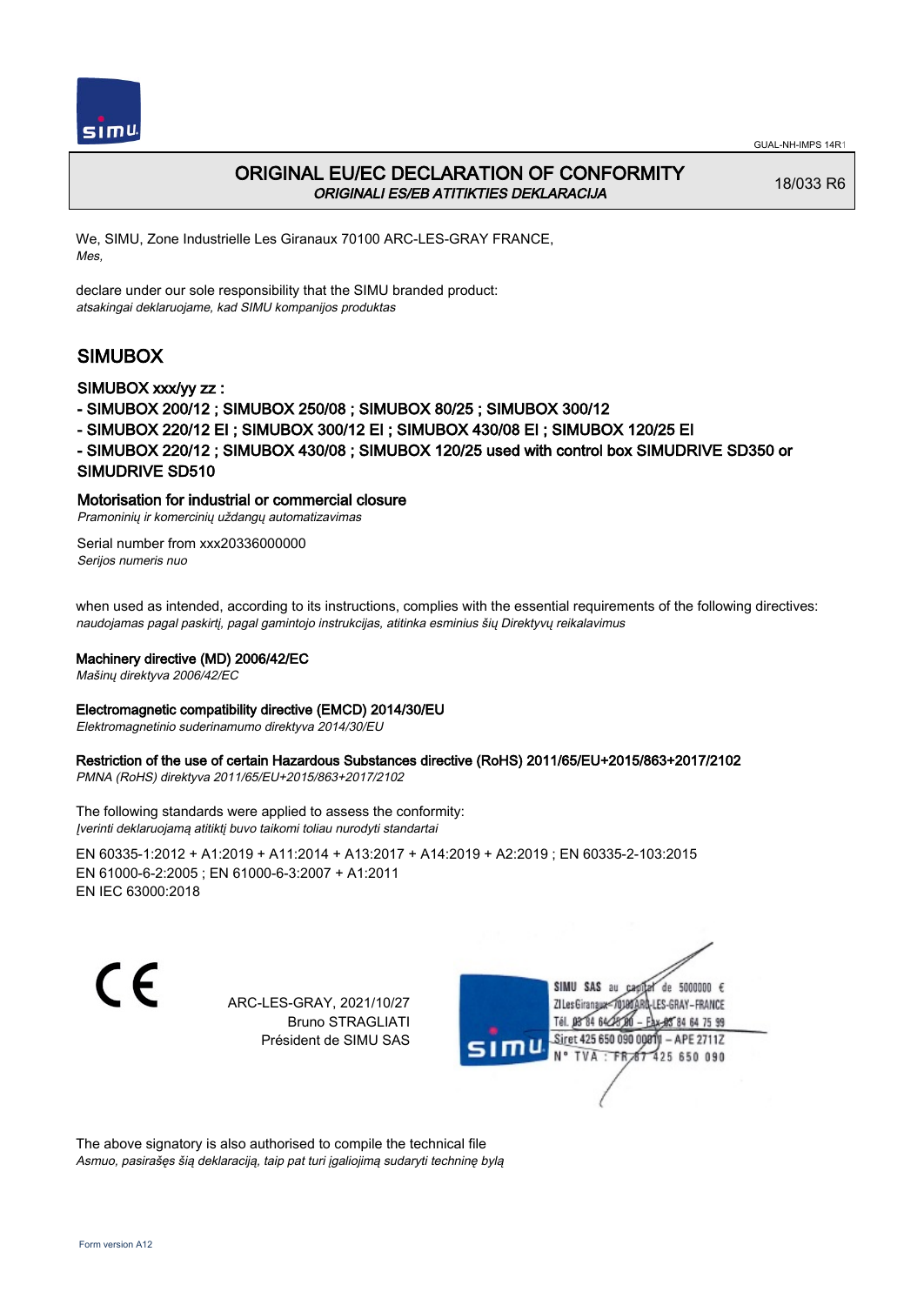GUAL-NH-IMPS 14R1

# ORIGINAL EU/EC DECLARATION OF CONFORMITY

*ORIGINALI ES/EB ATITIKTIES DEKLARACIJA*

18/033 R6

We, SIMU, Zone Industrielle Les Giranaux 70100 ARC-LES-GRAY FRANCE,
*Mes,*

declare under our sole responsibility that the SIMU branded product:
*atsakingai deklaruojame, kad SIMU kompanijos produktas*

## SIMUBOX

### SIMUBOX xxx/yy zz :

- SIMUBOX 200/12 ; SIMUBOX 250/08 ; SIMUBOX 80/25 ; SIMUBOX 300/12
- SIMUBOX 220/12 EI ; SIMUBOX 300/12 EI ; SIMUBOX 430/08 EI ; SIMUBOX 120/25 EI
- SIMUBOX 220/12 ; SIMUBOX 430/08 ; SIMUBOX 120/25 used with control box SIMUDRIVE SD350 or SIMUDRIVE SD510

### Motorisation for industrial or commercial closure

*Pramoninių ir komercinių uždangų automatizavimas*

Serial number from xxx20336000000
*Serijos numeris nuo*

when used as intended, according to its instructions, complies with the essential requirements of the following directives:
*naudojamas pagal paskirtį, pagal gamintojo instrukcijas, atitinka esminius šių Direktyvų reikalavimus*

**Machinery directive (MD) 2006/42/EC**
*Mašinų direktyva 2006/42/EC*

**Electromagnetic compatibility directive (EMCD) 2014/30/EU**
*Elektromagnetinio suderinamumo direktyva 2014/30/EU*

**Restriction of the use of certain Hazardous Substances directive (RoHS) 2011/65/EU+2015/863+2017/2102**
*PMNA (RoHS) direktyva 2011/65/EU+2015/863+2017/2102*

The following standards were applied to assess the conformity:
*Įverinti deklaruojamą atitiktį buvo taikomi toliau nurodyti standartai*

EN 60335-1:2012 + A1:2019 + A11:2014 + A13:2017 + A14:2019 + A2:2019 ; EN 60335-2-103:2015
EN 61000-6-2:2005 ; EN 61000-6-3:2007 + A1:2011
EN IEC 63000:2018

CE

ARC-LES-GRAY, 2021/10/27
Bruno STRAGLIATI
Président de SIMU SAS

SIMU SAS au capital de 5000000 €
ZI Les Giranaux 70100 ARC-LES-GRAY-FRANCE
Tél. 03 84 64 75 00 – Fax 03 84 64 75 99
Siret 425 650 090 00011 – APE 2711Z
N° TVA : FR 67 425 650 090

The above signatory is also authorised to compile the technical file
*Asmuo, pasirašęs šią deklaraciją, taip pat turi įgaliojimą sudaryti techninę bylą*

Form version A12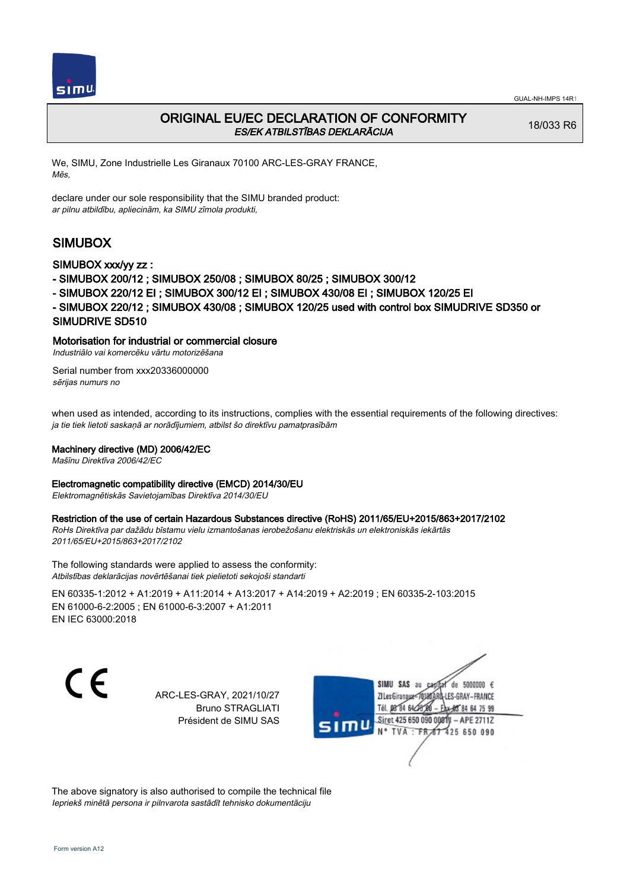GUAL-NH-IMPS 14R1

# ORIGINAL EU/EC DECLARATION OF CONFORMITY
*ES/EK ATBILSTĪBAS DEKLARĀCIJA*

18/033 R6

We, SIMU, Zone Industrielle Les Giranaux 70100 ARC-LES-GRAY FRANCE,
*Mēs,*

declare under our sole responsibility that the SIMU branded product:
*ar pilnu atbildību, apliecinām, ka SIMU zīmola produkti,*

## SIMUBOX

SIMUBOX xxx/yy zz :

- SIMUBOX 200/12 ; SIMUBOX 250/08 ; SIMUBOX 80/25 ; SIMUBOX 300/12
- SIMUBOX 220/12 EI ; SIMUBOX 300/12 EI ; SIMUBOX 430/08 EI ; SIMUBOX 120/25 EI
- SIMUBOX 220/12 ; SIMUBOX 430/08 ; SIMUBOX 120/25 used with control box SIMUDRIVE SD350 or SIMUDRIVE SD510

Motorisation for industrial or commercial closure
*Industriālo vai komercēku vārtu motorizēšana*

Serial number from xxx20336000000
*sērijas numurs no*

when used as intended, according to its instructions, complies with the essential requirements of the following directives:
*ja tie tiek lietoti saskaņā ar norādījumiem, atbilst šo direktīvu pamatprasībām*

Machinery directive (MD) 2006/42/EC
*Mašīnu Direktīva 2006/42/EC*

Electromagnetic compatibility directive (EMCD) 2014/30/EU
*Elektromagnētiskās Savietojamības Direktīva 2014/30/EU*

Restriction of the use of certain Hazardous Substances directive (RoHS) 2011/65/EU+2015/863+2017/2102
*RoHs Direktīva par dažādu bīstamu vielu izmantošanas ierobežošanu elektriskās un elektroniskās iekārtās 2011/65/EU+2015/863+2017/2102*

The following standards were applied to assess the conformity:
*Atbilstības deklarācijas novērtēšanai tiek pielietoti sekojoši standarti*

EN 60335-1:2012 + A1:2019 + A11:2014 + A13:2017 + A14:2019 + A2:2019 ; EN 60335-2-103:2015
EN 61000-6-2:2005 ; EN 61000-6-3:2007 + A1:2011
EN IEC 63000:2018

CE

ARC-LES-GRAY, 2021/10/27
Bruno STRAGLIATI
Président de SIMU SAS

SIMU SAS au capital de 5000000 €
ZI Les Giranaux 70100 ARC-LES-GRAY-FRANCE
Tél. 03 84 64 75 00 – Fax 03 84 64 75 99
Siret 425 650 090 00011 – APE 2711Z
N° TVA : FR 87 425 650 090

The above signatory is also authorised to compile the technical file
*Iepriekš minētā persona ir pilnvarota sastādīt tehnisko dokumentāciju*

Form version A12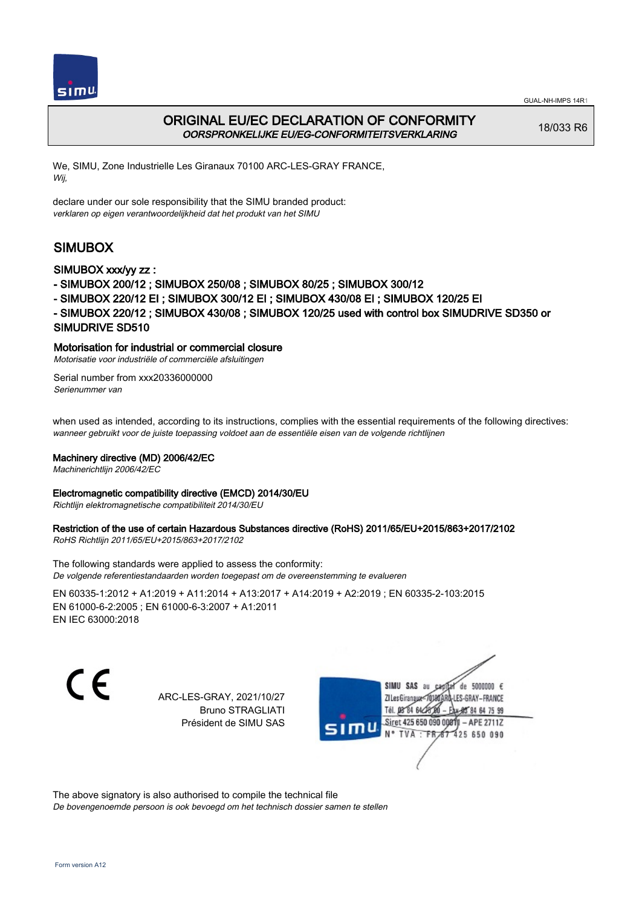# ORIGINAL EU/EC DECLARATION OF CONFORMITY

*OORSPRONKELIJKE EU/EG-CONFORMITEITSVERKLARING*

18/033 R6

We, SIMU, Zone Industrielle Les Giranaux 70100 ARC-LES-GRAY FRANCE,
*Wij,*

declare under our sole responsibility that the SIMU branded product:
*verklaren op eigen verantwoordelijkheid dat het produkt van het SIMU*

## SIMUBOX

### SIMUBOX xxx/yy zz :

- SIMUBOX 200/12 ; SIMUBOX 250/08 ; SIMUBOX 80/25 ; SIMUBOX 300/12
- SIMUBOX 220/12 EI ; SIMUBOX 300/12 EI ; SIMUBOX 430/08 EI ; SIMUBOX 120/25 EI
- SIMUBOX 220/12 ; SIMUBOX 430/08 ; SIMUBOX 120/25 used with control box SIMUDRIVE SD350 or SIMUDRIVE SD510

### Motorisation for industrial or commercial closure

*Motorisatie voor industriële of commerciële afsluitingen*

Serial number from xxx20336000000
*Serienummer van*

when used as intended, according to its instructions, complies with the essential requirements of the following directives:
*wanneer gebruikt voor de juiste toepassing voldoet aan de essentiële eisen van de volgende richtlijnen*

### Machinery directive (MD) 2006/42/EC

*Machinerichtlijn 2006/42/EC*

### Electromagnetic compatibility directive (EMCD) 2014/30/EU

*Richtlijn elektromagnetische compatibiliteit 2014/30/EU*

### Restriction of the use of certain Hazardous Substances directive (RoHS) 2011/65/EU+2015/863+2017/2102

*RoHS Richtlijn 2011/65/EU+2015/863+2017/2102*

The following standards were applied to assess the conformity:
*De volgende referentiestandaarden worden toegepast om de overeenstemming te evalueren*

EN 60335-1:2012 + A1:2019 + A11:2014 + A13:2017 + A14:2019 + A2:2019 ; EN 60335-2-103:2015
EN 61000-6-2:2005 ; EN 61000-6-3:2007 + A1:2011
EN IEC 63000:2018

CE

ARC-LES-GRAY, 2021/10/27
Bruno STRAGLIATI
Président de SIMU SAS

SIMU SAS au capital de 5000000 €
ZI Les Giranaux 70100 ARC-LES-GRAY-FRANCE
Tél. 03 84 64 75 00 – Fax 03 84 64 75 99
Siret 425 650 090 00011 – APE 2711Z
N° TVA : FR 67 425 650 090

The above signatory is also authorised to compile the technical file
*De bovengenoemde persoon is ook bevoegd om het technisch dossier samen te stellen*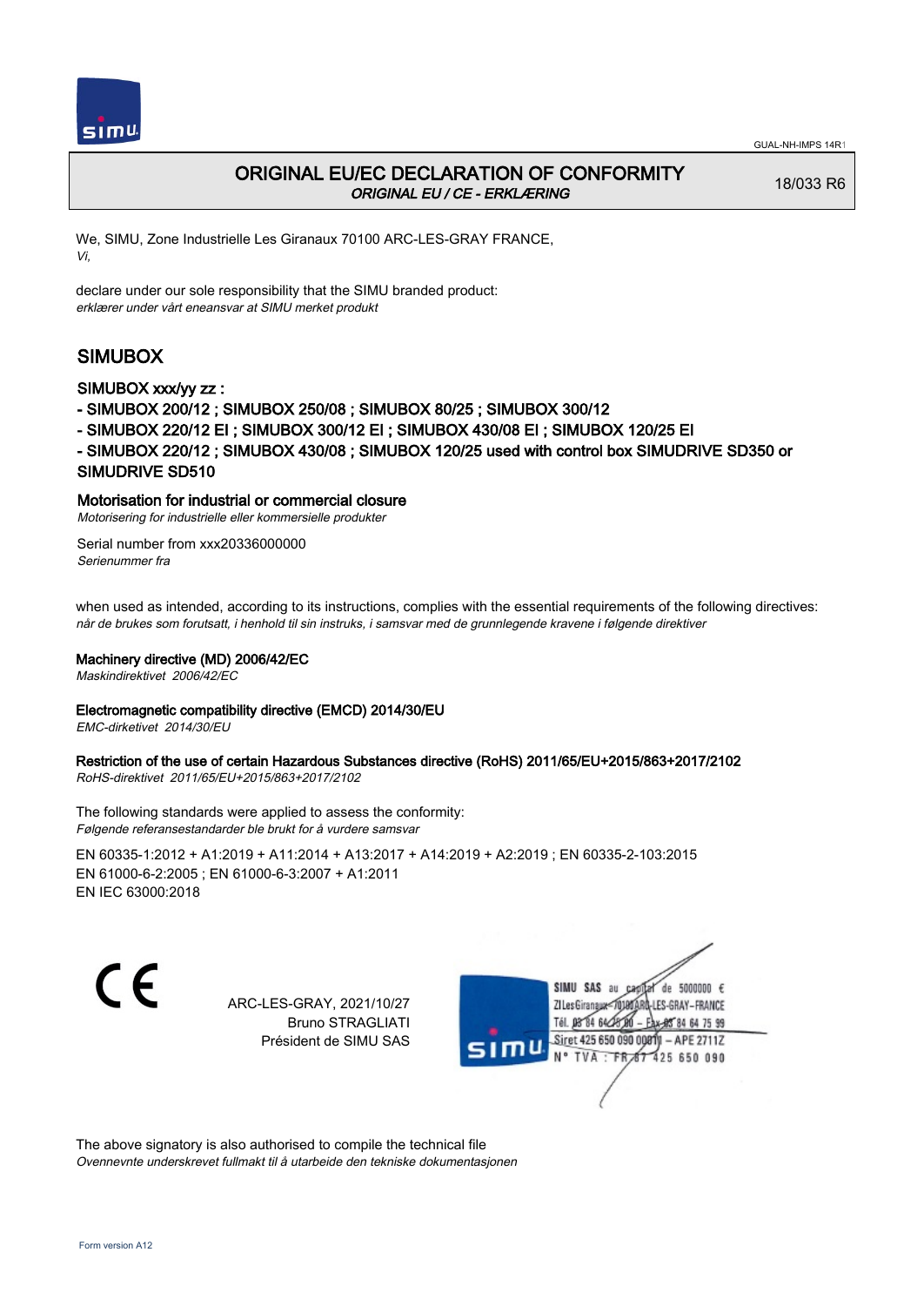# ORIGINAL EU/EC DECLARATION OF CONFORMITY

*ORIGINAL EU / CE - ERKLÆRING*

18/033 R6

We, SIMU, Zone Industrielle Les Giranaux 70100 ARC-LES-GRAY FRANCE,
*Vi,*

declare under our sole responsibility that the SIMU branded product:
*erklærer under vårt eneansvar at SIMU merket produkt*

## SIMUBOX

### SIMUBOX xxx/yy zz :

- SIMUBOX 200/12 ; SIMUBOX 250/08 ; SIMUBOX 80/25 ; SIMUBOX 300/12
- SIMUBOX 220/12 EI ; SIMUBOX 300/12 EI ; SIMUBOX 430/08 EI ; SIMUBOX 120/25 EI
- SIMUBOX 220/12 ; SIMUBOX 430/08 ; SIMUBOX 120/25 used with control box SIMUDRIVE SD350 or SIMUDRIVE SD510

**Motorisation for industrial or commercial closure**
*Motorisering for industrielle eller kommersielle produkter*

Serial number from xxx20336000000
*Serienummer fra*

when used as intended, according to its instructions, complies with the essential requirements of the following directives:
*når de brukes som forutsatt, i henhold til sin instruks, i samsvar med de grunnlegende kravene i følgende direktiver*

**Machinery directive (MD) 2006/42/EC**
*Maskindirektivet 2006/42/EC*

**Electromagnetic compatibility directive (EMCD) 2014/30/EU**
*EMC-dirketivet 2014/30/EU*

**Restriction of the use of certain Hazardous Substances directive (RoHS) 2011/65/EU+2015/863+2017/2102**
*RoHS-direktivet 2011/65/EU+2015/863+2017/2102*

The following standards were applied to assess the conformity:
*Følgende referansestandarder ble brukt for å vurdere samsvar*

EN 60335-1:2012 + A1:2019 + A11:2014 + A13:2017 + A14:2019 + A2:2019 ; EN 60335-2-103:2015
EN 61000-6-2:2005 ; EN 61000-6-3:2007 + A1:2011
EN IEC 63000:2018

CE

ARC-LES-GRAY, 2021/10/27
Bruno STRAGLIATI
Président de SIMU SAS

SIMU SAS au capital de 5000000 €
ZI Les Giranaux 70100 ARC-LES-GRAY-FRANCE
Tél. 03 84 64 75 00 – Fax 03 84 64 75 99
Siret 425 650 090 00011 – APE 2711Z
N° TVA : FR 67 425 650 090

The above signatory is also authorised to compile the technical file
*Ovennevnte underskrevet fullmakt til å utarbeide den tekniske dokumentasjonen*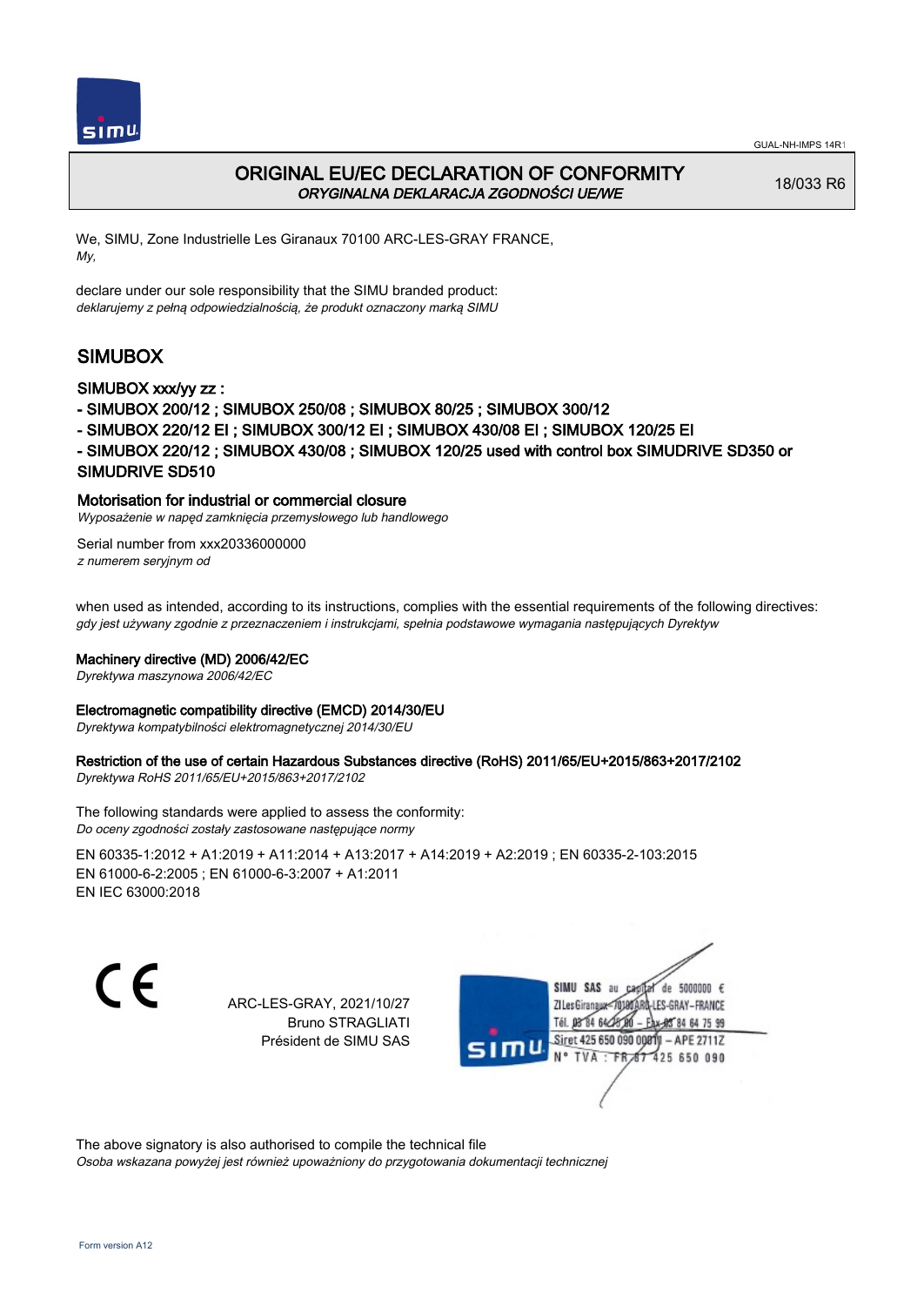GUAL-NH-IMPS 14R1

# ORIGINAL EU/EC DECLARATION OF CONFORMITY

*ORYGINALNA DEKLARACJA ZGODNOŚCI UE/WE*

18/033 R6

We, SIMU, Zone Industrielle Les Giranaux 70100 ARC-LES-GRAY FRANCE,
*My,*

declare under our sole responsibility that the SIMU branded product:
*deklarujemy z pełną odpowiedzialnością, że produkt oznaczony marką SIMU*

## SIMUBOX

### SIMUBOX xxx/yy zz :

- SIMUBOX 200/12 ; SIMUBOX 250/08 ; SIMUBOX 80/25 ; SIMUBOX 300/12
- SIMUBOX 220/12 EI ; SIMUBOX 300/12 EI ; SIMUBOX 430/08 EI ; SIMUBOX 120/25 EI
- SIMUBOX 220/12 ; SIMUBOX 430/08 ; SIMUBOX 120/25 used with control box SIMUDRIVE SD350 or SIMUDRIVE SD510

Motorisation for industrial or commercial closure
*Wyposażenie w napęd zamknięcia przemysłowego lub handlowego*

Serial number from xxx20336000000
*z numerem seryjnym od*

when used as intended, according to its instructions, complies with the essential requirements of the following directives:
*gdy jest używany zgodnie z przeznaczeniem i instrukcjami, spełnia podstawowe wymagania następujących Dyrektyw*

**Machinery directive (MD) 2006/42/EC**
*Dyrektywa maszynowa 2006/42/EC*

**Electromagnetic compatibility directive (EMCD) 2014/30/EU**
*Dyrektywa kompatybilności elektromagnetycznej 2014/30/EU*

**Restriction of the use of certain Hazardous Substances directive (RoHS) 2011/65/EU+2015/863+2017/2102**
*Dyrektywa RoHS 2011/65/EU+2015/863+2017/2102*

The following standards were applied to assess the conformity:
*Do oceny zgodności zostały zastosowane następujące normy*

EN 60335-1:2012 + A1:2019 + A11:2014 + A13:2017 + A14:2019 + A2:2019 ; EN 60335-2-103:2015
EN 61000-6-2:2005 ; EN 61000-6-3:2007 + A1:2011
EN IEC 63000:2018

CE

ARC-LES-GRAY, 2021/10/27
Bruno STRAGLIATI
Président de SIMU SAS

SIMU SAS au capital de 5000000 €
ZI Les Giranaux 70100 ARC-LES-GRAY–FRANCE
Tél. 03 84 64 75 00 – Fax 03 84 64 75 99
Siret 425 650 090 00011 – APE 2711Z
N° TVA : FR 67 425 650 090

The above signatory is also authorised to compile the technical file
*Osoba wskazana powyżej jest również upoważniony do przygotowania dokumentacji technicznej*

Form version A12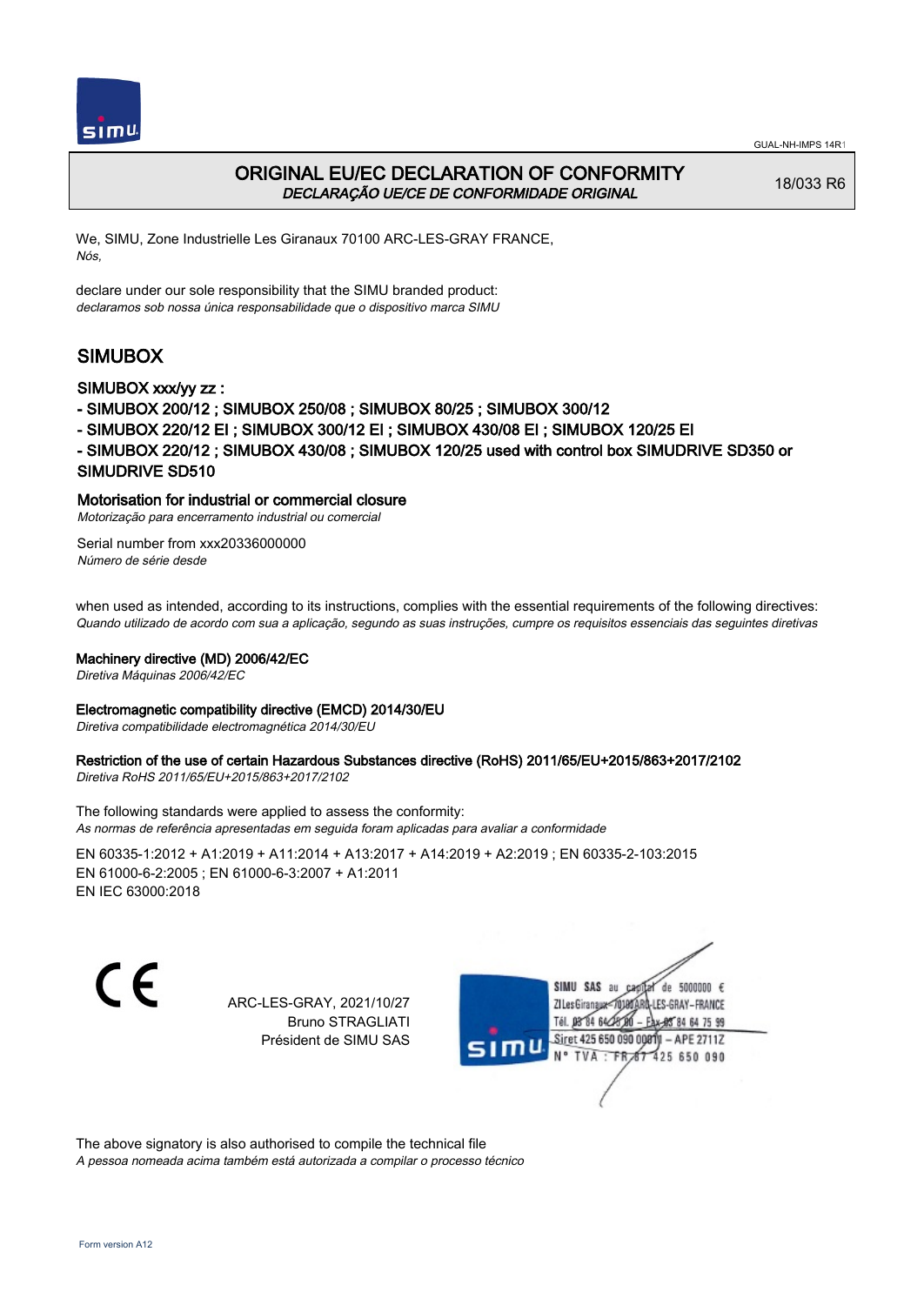# ORIGINAL EU/EC DECLARATION OF CONFORMITY

*DECLARAÇÃO UE/CE DE CONFORMIDADE ORIGINAL*

18/033 R6

We, SIMU, Zone Industrielle Les Giranaux 70100 ARC-LES-GRAY FRANCE,
*Nós,*

declare under our sole responsibility that the SIMU branded product:
*declaramos sob nossa única responsabilidade que o dispositivo marca SIMU*

## SIMUBOX

SIMUBOX xxx/yy zz :

- SIMUBOX 200/12 ; SIMUBOX 250/08 ; SIMUBOX 80/25 ; SIMUBOX 300/12
- SIMUBOX 220/12 EI ; SIMUBOX 300/12 EI ; SIMUBOX 430/08 EI ; SIMUBOX 120/25 EI
- SIMUBOX 220/12 ; SIMUBOX 430/08 ; SIMUBOX 120/25 used with control box SIMUDRIVE SD350 or SIMUDRIVE SD510

Motorisation for industrial or commercial closure
*Motorização para encerramento industrial ou comercial*

Serial number from xxx20336000000
*Número de série desde*

when used as intended, according to its instructions, complies with the essential requirements of the following directives:
*Quando utilizado de acordo com sua a aplicação, segundo as suas instruções, cumpre os requisitos essenciais das seguintes diretivas*

Machinery directive (MD) 2006/42/EC
*Diretiva Máquinas 2006/42/EC*

Electromagnetic compatibility directive (EMCD) 2014/30/EU
*Diretiva compatibilidade electromagnética 2014/30/EU*

Restriction of the use of certain Hazardous Substances directive (RoHS) 2011/65/EU+2015/863+2017/2102
*Diretiva RoHS 2011/65/EU+2015/863+2017/2102*

The following standards were applied to assess the conformity:
*As normas de referência apresentadas em seguida foram aplicadas para avaliar a conformidade*

EN 60335-1:2012 + A1:2019 + A11:2014 + A13:2017 + A14:2019 + A2:2019 ; EN 60335-2-103:2015
EN 61000-6-2:2005 ; EN 61000-6-3:2007 + A1:2011
EN IEC 63000:2018

CE

ARC-LES-GRAY, 2021/10/27
Bruno STRAGLIATI
Président de SIMU SAS

SIMU SAS au capital de 5000000 €
ZI Les Giranaux 70100 ARC-LES-GRAY-FRANCE
Tél. 03 84 64 75 00 – Fax 03 84 64 75 99
Siret 425 650 090 00011 – APE 2711Z
N° TVA : FR 67 425 650 090

The above signatory is also authorised to compile the technical file
*A pessoa nomeada acima também está autorizada a compilar o processo técnico*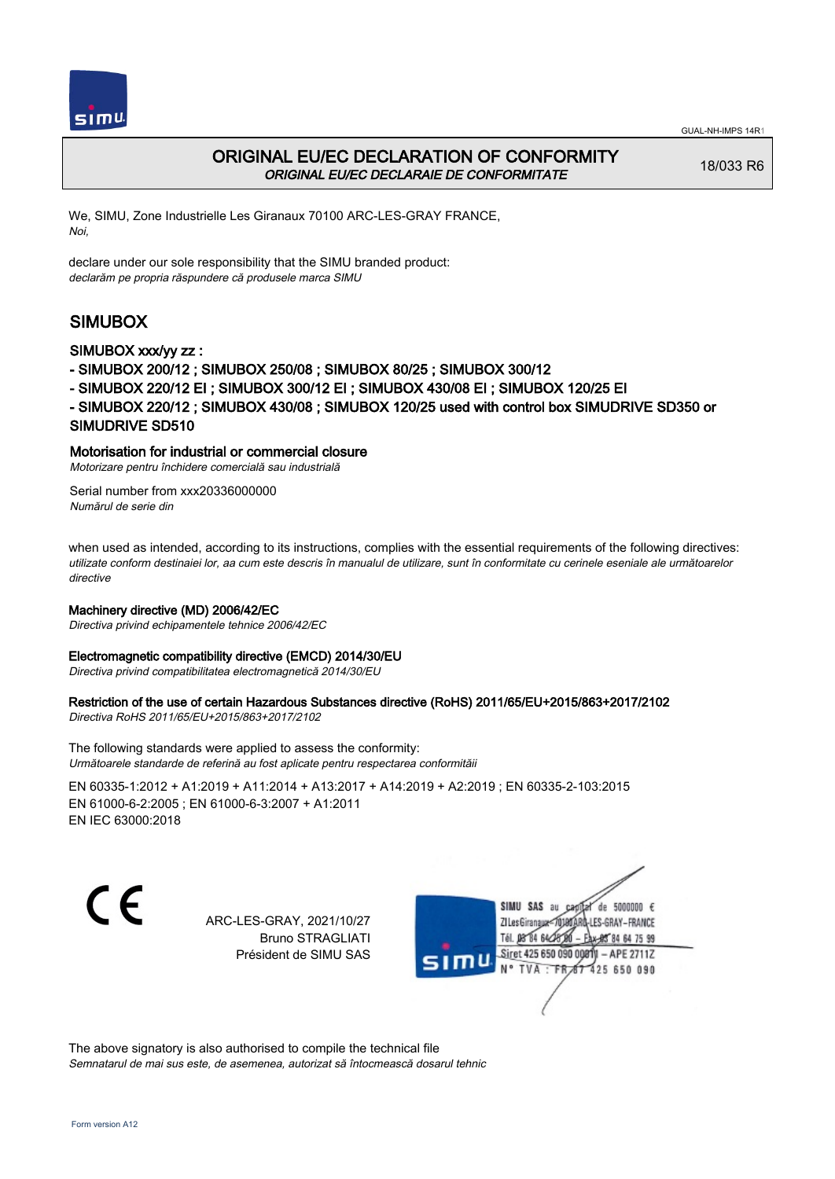GUAL-NH-IMPS 14R1

# ORIGINAL EU/EC DECLARATION OF CONFORMITY

*ORIGINAL EU/EC DECLARAIE DE CONFORMITATE*

18/033 R6

We, SIMU, Zone Industrielle Les Giranaux 70100 ARC-LES-GRAY FRANCE,
*Noi,*

declare under our sole responsibility that the SIMU branded product:
*declarăm pe propria răspundere că produsele marca SIMU*

## SIMUBOX

### SIMUBOX xxx/yy zz :

- SIMUBOX 200/12 ; SIMUBOX 250/08 ; SIMUBOX 80/25 ; SIMUBOX 300/12
- SIMUBOX 220/12 EI ; SIMUBOX 300/12 EI ; SIMUBOX 430/08 EI ; SIMUBOX 120/25 EI
- SIMUBOX 220/12 ; SIMUBOX 430/08 ; SIMUBOX 120/25 used with control box SIMUDRIVE SD350 or SIMUDRIVE SD510

### Motorisation for industrial or commercial closure

*Motorizare pentru închidere comercială sau industrială*

Serial number from xxx20336000000
*Numărul de serie din*

when used as intended, according to its instructions, complies with the essential requirements of the following directives:
*utilizate conform destinaiei lor, aa cum este descris în manualul de utilizare, sunt în conformitate cu cerinele eseniale ale următoarelor directive*

**Machinery directive (MD) 2006/42/EC**
*Directiva privind echipamentele tehnice 2006/42/EC*

**Electromagnetic compatibility directive (EMCD) 2014/30/EU**
*Directiva privind compatibilitatea electromagnetică 2014/30/EU*

**Restriction of the use of certain Hazardous Substances directive (RoHS) 2011/65/EU+2015/863+2017/2102**
*Directiva RoHS 2011/65/EU+2015/863+2017/2102*

The following standards were applied to assess the conformity:
*Următoarele standarde de referină au fost aplicate pentru respectarea conformităii*

EN 60335-1:2012 + A1:2019 + A11:2014 + A13:2017 + A14:2019 + A2:2019 ; EN 60335-2-103:2015
EN 61000-6-2:2005 ; EN 61000-6-3:2007 + A1:2011
EN IEC 63000:2018

CE

ARC-LES-GRAY, 2021/10/27
Bruno STRAGLIATI
Président de SIMU SAS

SIMU SAS au capital de 5000000 €
ZI Les Giranaux 70100 ARC-LES-GRAY-FRANCE
Tél. 03 84 64 75 00 – Fax 03 84 64 75 99
Siret 425 650 090 00011 – APE 2711Z
N° TVA : FR 87 425 650 090

The above signatory is also authorised to compile the technical file
*Semnatarul de mai sus este, de asemenea, autorizat să întocmească dosarul tehnic*

Form version A12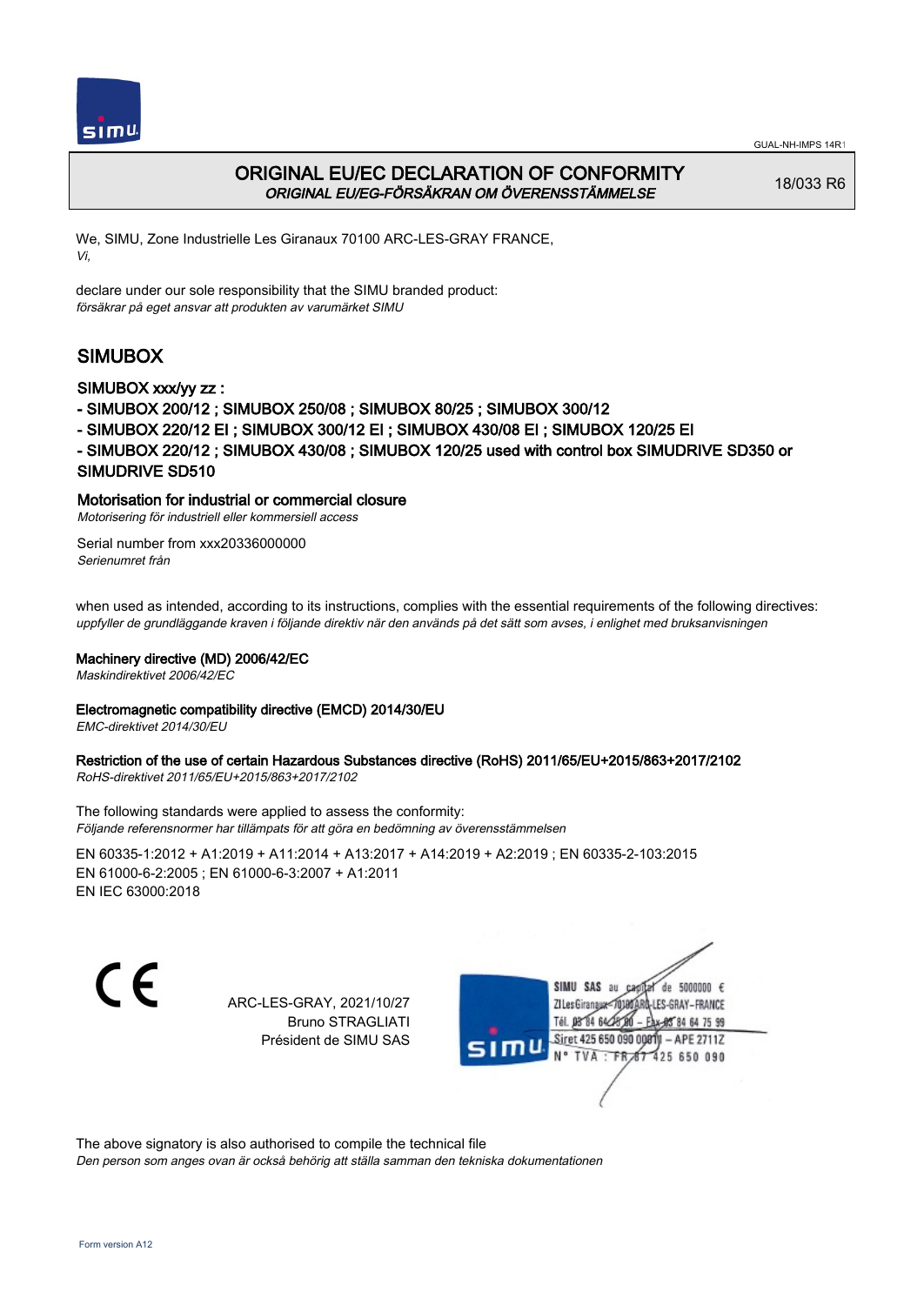# ORIGINAL EU/EC DECLARATION OF CONFORMITY

*ORIGINAL EU/EG-FÖRSÄKRAN OM ÖVERENSSTÄMMELSE*

18/033 R6

We, SIMU, Zone Industrielle Les Giranaux 70100 ARC-LES-GRAY FRANCE,
*Vi,*

declare under our sole responsibility that the SIMU branded product:
*försäkrar på eget ansvar att produkten av varumärket SIMU*

## SIMUBOX

### SIMUBOX xxx/yy zz :

- SIMUBOX 200/12 ; SIMUBOX 250/08 ; SIMUBOX 80/25 ; SIMUBOX 300/12
- SIMUBOX 220/12 EI ; SIMUBOX 300/12 EI ; SIMUBOX 430/08 EI ; SIMUBOX 120/25 EI
- SIMUBOX 220/12 ; SIMUBOX 430/08 ; SIMUBOX 120/25 used with control box SIMUDRIVE SD350 or SIMUDRIVE SD510

### Motorisation for industrial or commercial closure

*Motorisering för industriell eller kommersiell access*

Serial number from xxx20336000000
*Serienumret från*

when used as intended, according to its instructions, complies with the essential requirements of the following directives:
*uppfyller de grundläggande kraven i följande direktiv när den används på det sätt som avses, i enlighet med bruksanvisningen*

**Machinery directive (MD) 2006/42/EC**
*Maskindirektivet 2006/42/EC*

**Electromagnetic compatibility directive (EMCD) 2014/30/EU**
*EMC-direktivet 2014/30/EU*

**Restriction of the use of certain Hazardous Substances directive (RoHS) 2011/65/EU+2015/863+2017/2102**
*RoHS-direktivet 2011/65/EU+2015/863+2017/2102*

The following standards were applied to assess the conformity:
*Följande referensnormer har tillämpats för att göra en bedömning av överensstämmelsen*

EN 60335-1:2012 + A1:2019 + A11:2014 + A13:2017 + A14:2019 + A2:2019 ; EN 60335-2-103:2015
EN 61000-6-2:2005 ; EN 61000-6-3:2007 + A1:2011
EN IEC 63000:2018

CE

ARC-LES-GRAY, 2021/10/27
Bruno STRAGLIATI
Président de SIMU SAS

SIMU SAS au capital de 5000000 €
ZI Les Giranaux 70100 ARC-LES-GRAY-FRANCE
Tél. 03 84 64 75 00 – Fax 03 84 64 75 99
Siret 425 650 090 00011 – APE 2711Z
N° TVA : FR 67 425 650 090

The above signatory is also authorised to compile the technical file
*Den person som anges ovan är också behörig att ställa samman den tekniska dokumentationen*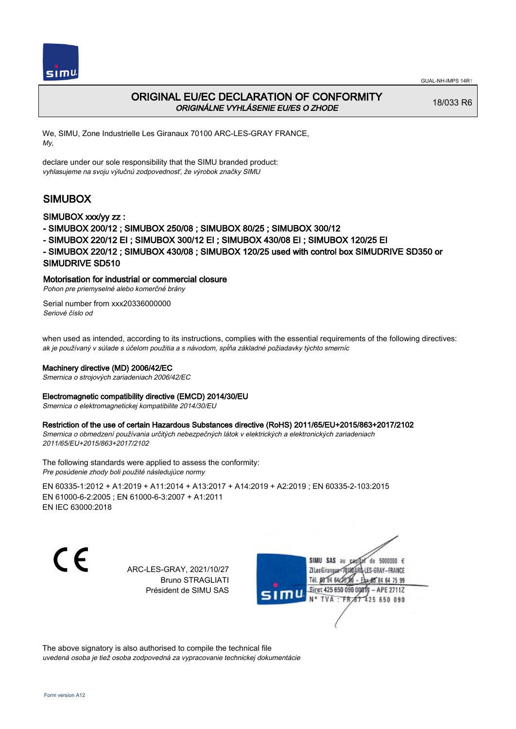GUAL-NH-IMPS 14R1

# ORIGINAL EU/EC DECLARATION OF CONFORMITY
*ORIGINÁLNE VYHLÁSENIE EU/ES O ZHODE*

18/033 R6

We, SIMU, Zone Industrielle Les Giranaux 70100 ARC-LES-GRAY FRANCE,
*My,*

declare under our sole responsibility that the SIMU branded product:
*vyhlasujeme na svoju výlučnú zodpovednosť, že výrobok značky SIMU*

## SIMUBOX

SIMUBOX xxx/yy zz :
- SIMUBOX 200/12 ; SIMUBOX 250/08 ; SIMUBOX 80/25 ; SIMUBOX 300/12
- SIMUBOX 220/12 EI ; SIMUBOX 300/12 EI ; SIMUBOX 430/08 EI ; SIMUBOX 120/25 EI
- SIMUBOX 220/12 ; SIMUBOX 430/08 ; SIMUBOX 120/25 used with control box SIMUDRIVE SD350 or SIMUDRIVE SD510

Motorisation for industrial or commercial closure
*Pohon pre priemyselné alebo komerčné brány*

Serial number from xxx20336000000
*Seriové číslo od*

when used as intended, according to its instructions, complies with the essential requirements of the following directives:
*ak je používaný v súlade s účelom použitia a s návodom, spĺňa základné požiadavky týchto smerníc*

**Machinery directive (MD) 2006/42/EC**
*Smernica o strojových zariadeniach 2006/42/EC*

**Electromagnetic compatibility directive (EMCD) 2014/30/EU**
*Smernica o elektromagnetickej kompatibilite 2014/30/EU*

**Restriction of the use of certain Hazardous Substances directive (RoHS) 2011/65/EU+2015/863+2017/2102**
*Smernica o obmedzení používania určitých nebezpečných látok v elektrických a elektronických zariadeniach 2011/65/EU+2015/863+2017/2102*

The following standards were applied to assess the conformity:
*Pre posúdenie zhody boli použité následujúce normy*

EN 60335-1:2012 + A1:2019 + A11:2014 + A13:2017 + A14:2019 + A2:2019 ; EN 60335-2-103:2015
EN 61000-6-2:2005 ; EN 61000-6-3:2007 + A1:2011
EN IEC 63000:2018

CE

ARC-LES-GRAY, 2021/10/27
Bruno STRAGLIATI
Président de SIMU SAS

SIMU SAS au capital de 5000000 €
ZI Les Giranaux 70100 ARC-LES-GRAY – FRANCE
Tél. 03 84 64 75 00 – Fax 03 84 64 75 99
Siret 425 650 090 00011 – APE 2711Z
N° TVA : FR 87 425 650 090

The above signatory is also authorised to compile the technical file
*uvedená osoba je tiež osoba zodpovedná za vypracovanie technickej dokumentácie*

Form version A12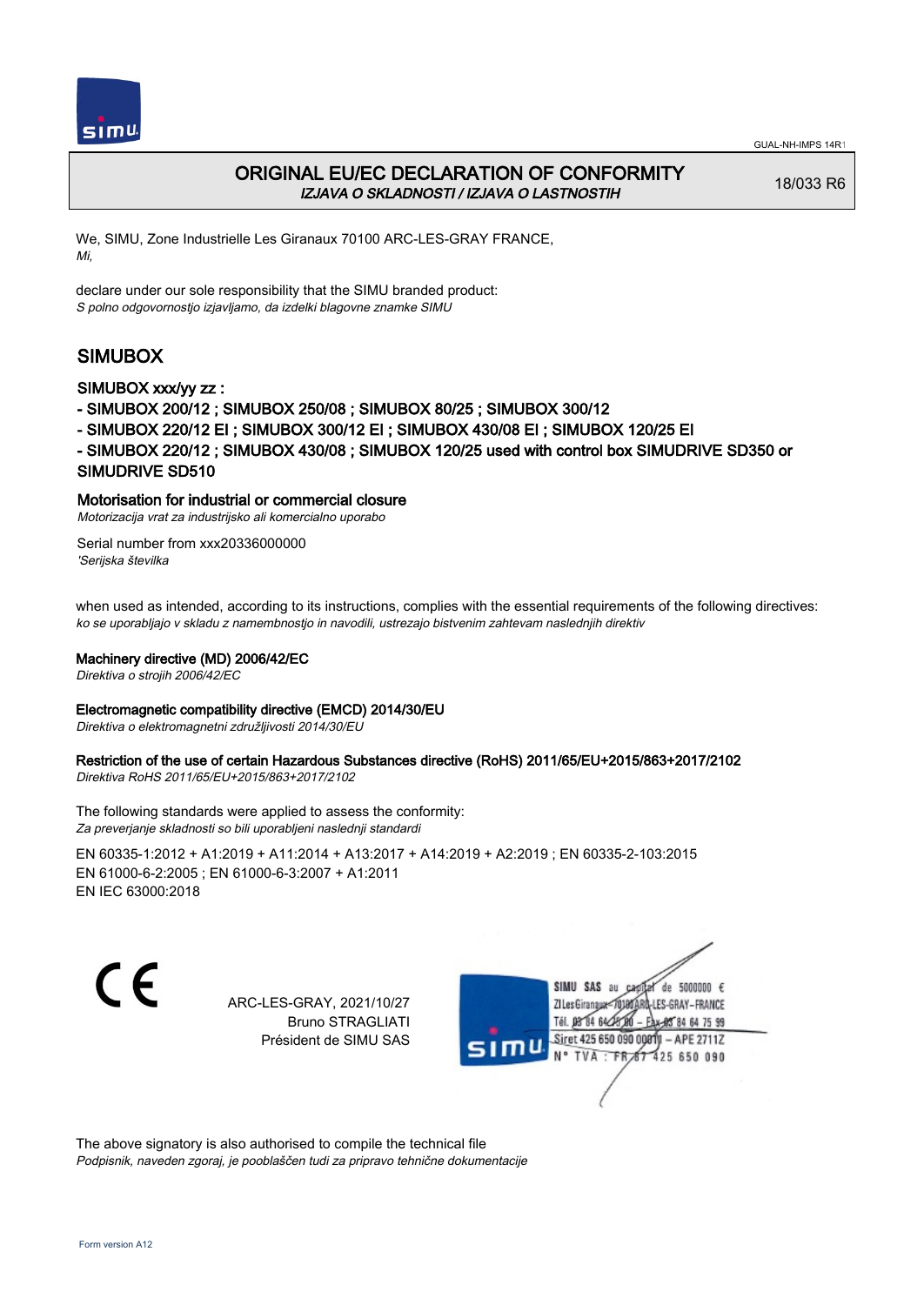GUAL-NH-IMPS 14R1

# ORIGINAL EU/EC DECLARATION OF CONFORMITY

*IZJAVA O SKLADNOSTI / IZJAVA O LASTNOSTIH*

18/033 R6

We, SIMU, Zone Industrielle Les Giranaux 70100 ARC-LES-GRAY FRANCE,
*Mi,*

declare under our sole responsibility that the SIMU branded product:
*S polno odgovornostjo izjavljamo, da izdelki blagovne znamke SIMU*

## SIMUBOX

SIMUBOX xxx/yy zz :

- SIMUBOX 200/12 ; SIMUBOX 250/08 ; SIMUBOX 80/25 ; SIMUBOX 300/12
- SIMUBOX 220/12 EI ; SIMUBOX 300/12 EI ; SIMUBOX 430/08 EI ; SIMUBOX 120/25 EI
- SIMUBOX 220/12 ; SIMUBOX 430/08 ; SIMUBOX 120/25 used with control box SIMUDRIVE SD350 or SIMUDRIVE SD510

**Motorisation for industrial or commercial closure**
*Motorizacija vrat za industrijsko ali komercialno uporabo*

Serial number from xxx20336000000
*'Serijska številka*

when used as intended, according to its instructions, complies with the essential requirements of the following directives:
*ko se uporabljajo v skladu z namembnostjo in navodili, ustrezajo bistvenim zahtevam naslednjih direktiv*

**Machinery directive (MD) 2006/42/EC**
*Direktiva o strojih 2006/42/EC*

**Electromagnetic compatibility directive (EMCD) 2014/30/EU**
*Direktiva o elektromagnetni združljivosti 2014/30/EU*

**Restriction of the use of certain Hazardous Substances directive (RoHS) 2011/65/EU+2015/863+2017/2102**
*Direktiva RoHS 2011/65/EU+2015/863+2017/2102*

The following standards were applied to assess the conformity:
*Za preverjanje skladnosti so bili uporabljeni naslednji standardi*

EN 60335-1:2012 + A1:2019 + A11:2014 + A13:2017 + A14:2019 + A2:2019 ; EN 60335-2-103:2015
EN 61000-6-2:2005 ; EN 61000-6-3:2007 + A1:2011
EN IEC 63000:2018

ARC-LES-GRAY, 2021/10/27
Bruno STRAGLIATI
Président de SIMU SAS

SIMU SAS au capital de 5000000 €
ZI Les Giranaux 70100 ARC-LES-GRAY-FRANCE
Tél. 03 84 64 75 00 – Fax 03 84 64 75 99
Siret 425 650 090 00011 – APE 2711Z
N° TVA : FR 67 425 650 090

The above signatory is also authorised to compile the technical file
*Podpisnik, naveden zgoraj, je pooblaščen tudi za pripravo tehnične dokumentacije*

Form version A12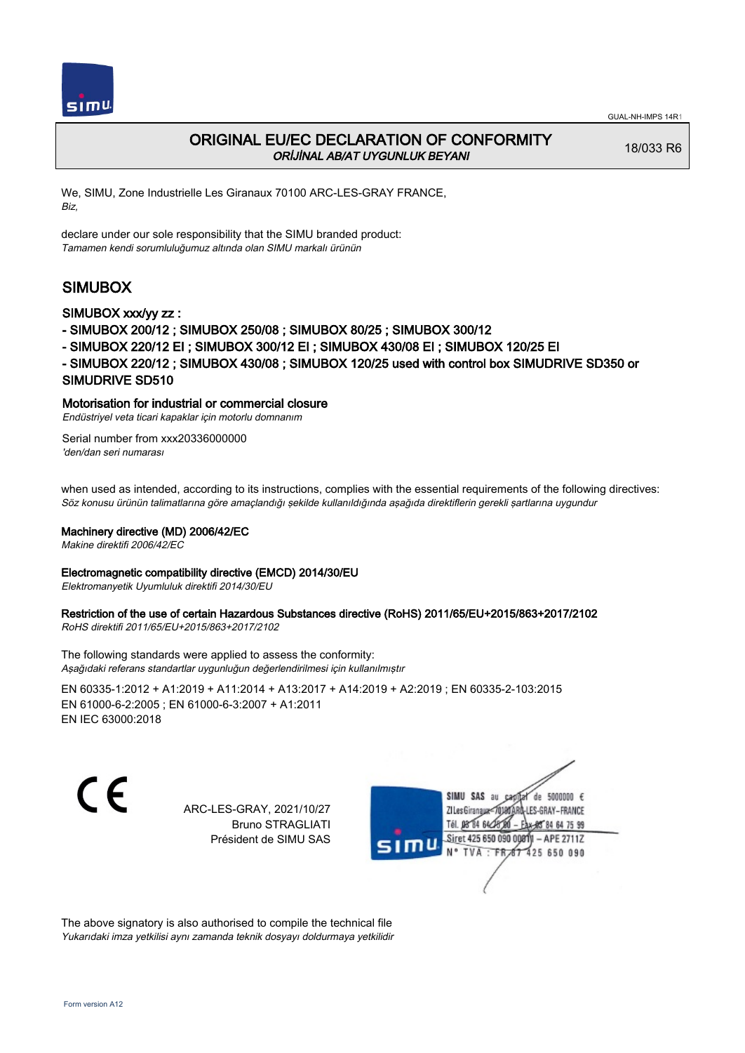# ORIGINAL EU/EC DECLARATION OF CONFORMITY

*ORİJİNAL AB/AT UYGUNLUK BEYANI*

18/033 R6

We, SIMU, Zone Industrielle Les Giranaux 70100 ARC-LES-GRAY FRANCE,
*Biz,*

declare under our sole responsibility that the SIMU branded product:
*Tamamen kendi sorumluluğumuz altında olan SIMU markalı ürünün*

## SIMUBOX

### SIMUBOX xxx/yy zz :

- SIMUBOX 200/12 ; SIMUBOX 250/08 ; SIMUBOX 80/25 ; SIMUBOX 300/12
- SIMUBOX 220/12 EI ; SIMUBOX 300/12 EI ; SIMUBOX 430/08 EI ; SIMUBOX 120/25 EI
- SIMUBOX 220/12 ; SIMUBOX 430/08 ; SIMUBOX 120/25 used with control box SIMUDRIVE SD350 or SIMUDRIVE SD510

**Motorisation for industrial or commercial closure**
*Endüstriyel veta ticari kapaklar için motorlu domnanım*

Serial number from xxx20336000000
*'den/dan seri numarası*

when used as intended, according to its instructions, complies with the essential requirements of the following directives:
*Söz konusu ürünün talimatlarına göre amaçlandığı şekilde kullanıldığında aşağıda direktiflerin gerekli şartlarına uygundur*

**Machinery directive (MD) 2006/42/EC**
*Makine direktifi 2006/42/EC*

**Electromagnetic compatibility directive (EMCD) 2014/30/EU**
*Elektromanyetik Uyumluluk direktifi 2014/30/EU*

**Restriction of the use of certain Hazardous Substances directive (RoHS) 2011/65/EU+2015/863+2017/2102**
*RoHS direktifi 2011/65/EU+2015/863+2017/2102*

The following standards were applied to assess the conformity:
*Aşağıdaki referans standartlar uygunluğun değerlendirilmesi için kullanılmıştır*

EN 60335-1:2012 + A1:2019 + A11:2014 + A13:2017 + A14:2019 + A2:2019 ; EN 60335-2-103:2015
EN 61000-6-2:2005 ; EN 61000-6-3:2007 + A1:2011
EN IEC 63000:2018

ARC-LES-GRAY, 2021/10/27
Bruno STRAGLIATI
Président de SIMU SAS

SIMU SAS au capital de 5000000 €
ZI Les Giranaux 70100 ARC-LES-GRAY-FRANCE
Tél. 03 84 64 75 00 – Fax 03 84 64 75 99
Siret 425 650 090 00011 – APE 2711Z
N° TVA : FR 67 425 650 090

The above signatory is also authorised to compile the technical file
*Yukarıdaki imza yetkilisi aynı zamanda teknik dosyayı doldurmaya yetkilidir*